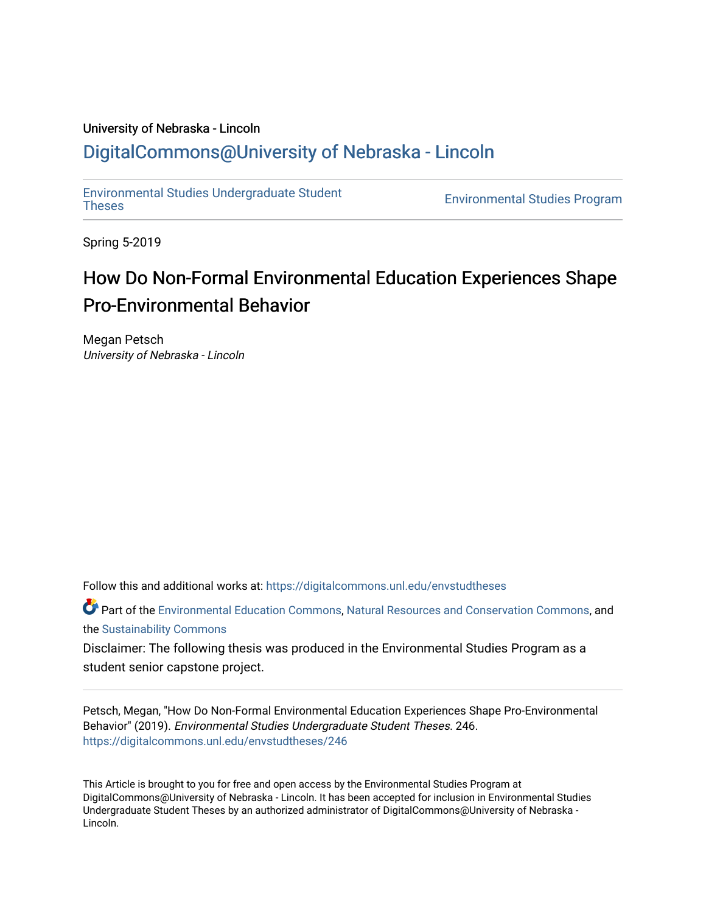University of Nebraska - Lincoln

DigitalCommons@University of Nebraska - Lincoln

Environmental Studies Undergraduate Student Theses

Environmental Studies Program

Spring 5-2019

# How Do Non-Formal Environmental Education Experiences Shape Pro-Environmental Behavior

Megan Petsch
*University of Nebraska - Lincoln*

Follow this and additional works at: https://digitalcommons.unl.edu/envstudtheses

Part of the Environmental Education Commons, Natural Resources and Conservation Commons, and the Sustainability Commons

Disclaimer: The following thesis was produced in the Environmental Studies Program as a student senior capstone project.

Petsch, Megan, "How Do Non-Formal Environmental Education Experiences Shape Pro-Environmental Behavior" (2019). *Environmental Studies Undergraduate Student Theses*. 246.
https://digitalcommons.unl.edu/envstudtheses/246

This Article is brought to you for free and open access by the Environmental Studies Program at DigitalCommons@University of Nebraska - Lincoln. It has been accepted for inclusion in Environmental Studies Undergraduate Student Theses by an authorized administrator of DigitalCommons@University of Nebraska - Lincoln.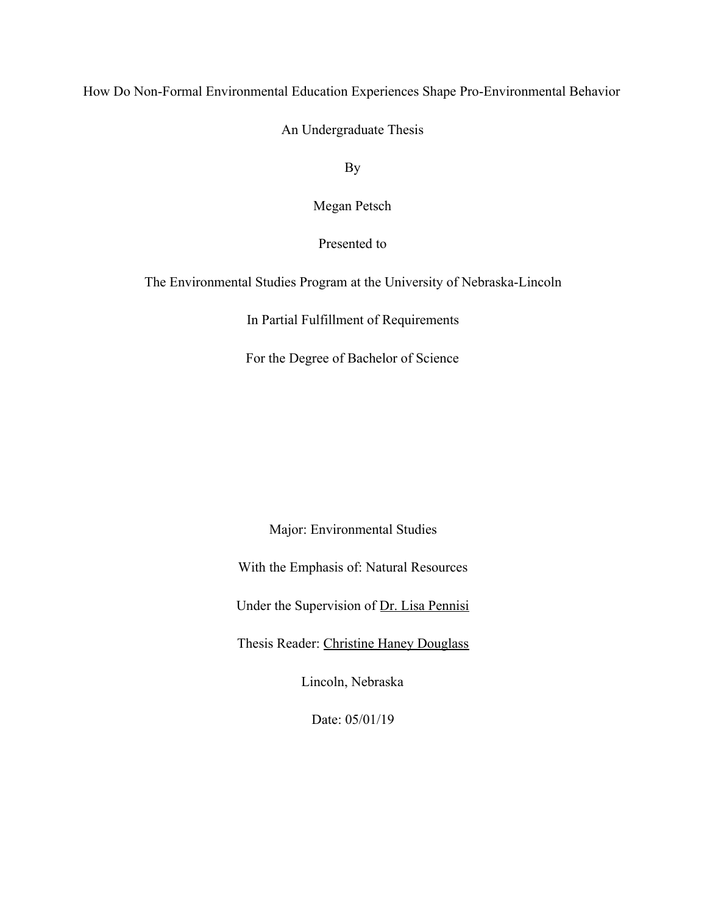How Do Non-Formal Environmental Education Experiences Shape Pro-Environmental Behavior

An Undergraduate Thesis

By

Megan Petsch

Presented to

The Environmental Studies Program at the University of Nebraska-Lincoln

In Partial Fulfillment of Requirements

For the Degree of Bachelor of Science

Major: Environmental Studies

With the Emphasis of: Natural Resources

Under the Supervision of Dr. Lisa Pennisi

Thesis Reader: Christine Haney Douglass

Lincoln, Nebraska

Date: 05/01/19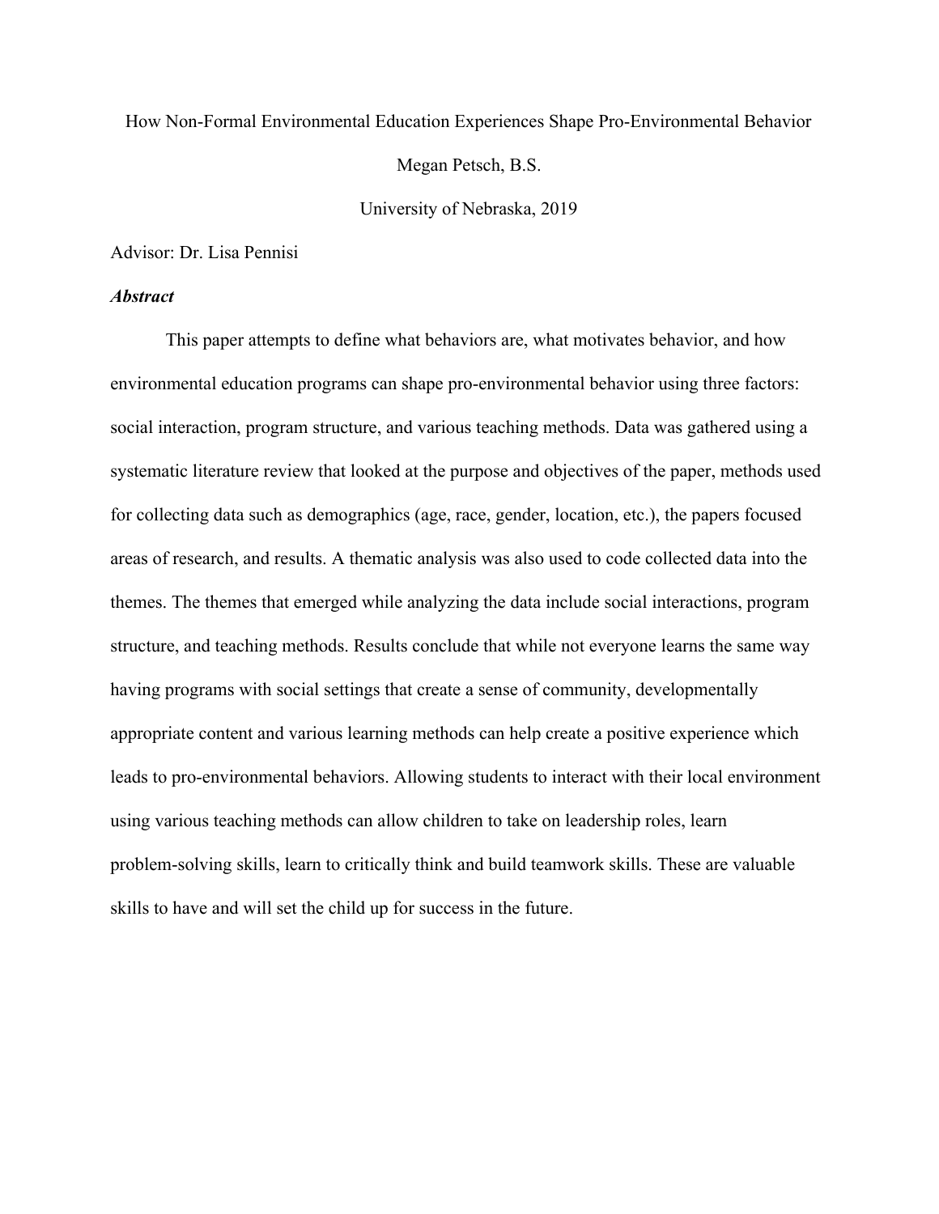How Non-Formal Environmental Education Experiences Shape Pro-Environmental Behavior

Megan Petsch, B.S.

University of Nebraska, 2019

Advisor: Dr. Lisa Pennisi

***Abstract***

This paper attempts to define what behaviors are, what motivates behavior, and how environmental education programs can shape pro-environmental behavior using three factors: social interaction, program structure, and various teaching methods. Data was gathered using a systematic literature review that looked at the purpose and objectives of the paper, methods used for collecting data such as demographics (age, race, gender, location, etc.), the papers focused areas of research, and results. A thematic analysis was also used to code collected data into the themes. The themes that emerged while analyzing the data include social interactions, program structure, and teaching methods. Results conclude that while not everyone learns the same way having programs with social settings that create a sense of community, developmentally appropriate content and various learning methods can help create a positive experience which leads to pro-environmental behaviors. Allowing students to interact with their local environment using various teaching methods can allow children to take on leadership roles, learn problem-solving skills, learn to critically think and build teamwork skills. These are valuable skills to have and will set the child up for success in the future.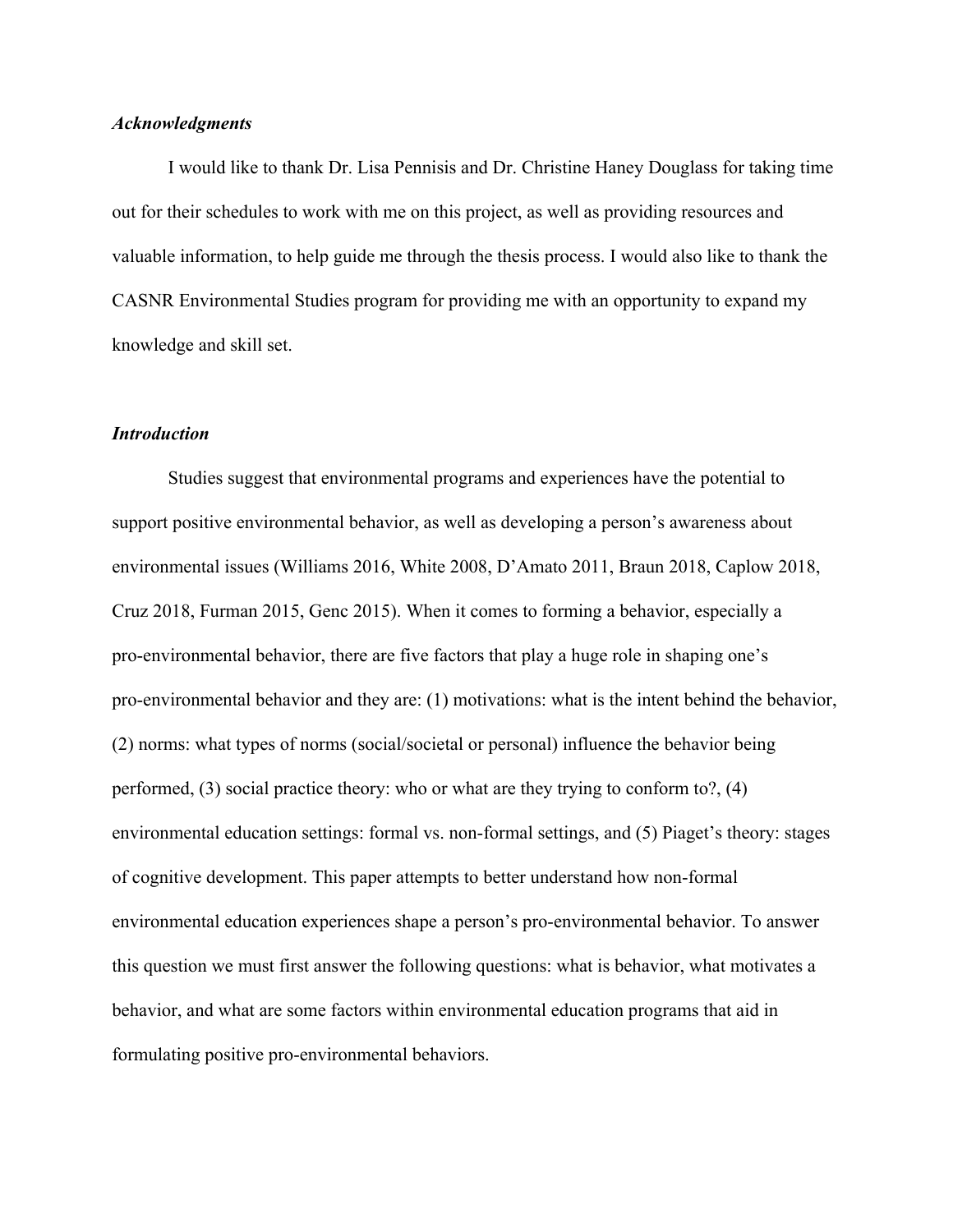### *Acknowledgments*

I would like to thank Dr. Lisa Pennisis and Dr. Christine Haney Douglass for taking time out for their schedules to work with me on this project, as well as providing resources and valuable information, to help guide me through the thesis process. I would also like to thank the CASNR Environmental Studies program for providing me with an opportunity to expand my knowledge and skill set.

### *Introduction*

Studies suggest that environmental programs and experiences have the potential to support positive environmental behavior, as well as developing a person's awareness about environmental issues (Williams 2016, White 2008, D'Amato 2011, Braun 2018, Caplow 2018, Cruz 2018, Furman 2015, Genc 2015). When it comes to forming a behavior, especially a pro-environmental behavior, there are five factors that play a huge role in shaping one's pro-environmental behavior and they are: (1) motivations: what is the intent behind the behavior, (2) norms: what types of norms (social/societal or personal) influence the behavior being performed, (3) social practice theory: who or what are they trying to conform to?, (4) environmental education settings: formal vs. non-formal settings, and (5) Piaget's theory: stages of cognitive development. This paper attempts to better understand how non-formal environmental education experiences shape a person's pro-environmental behavior. To answer this question we must first answer the following questions: what is behavior, what motivates a behavior, and what are some factors within environmental education programs that aid in formulating positive pro-environmental behaviors.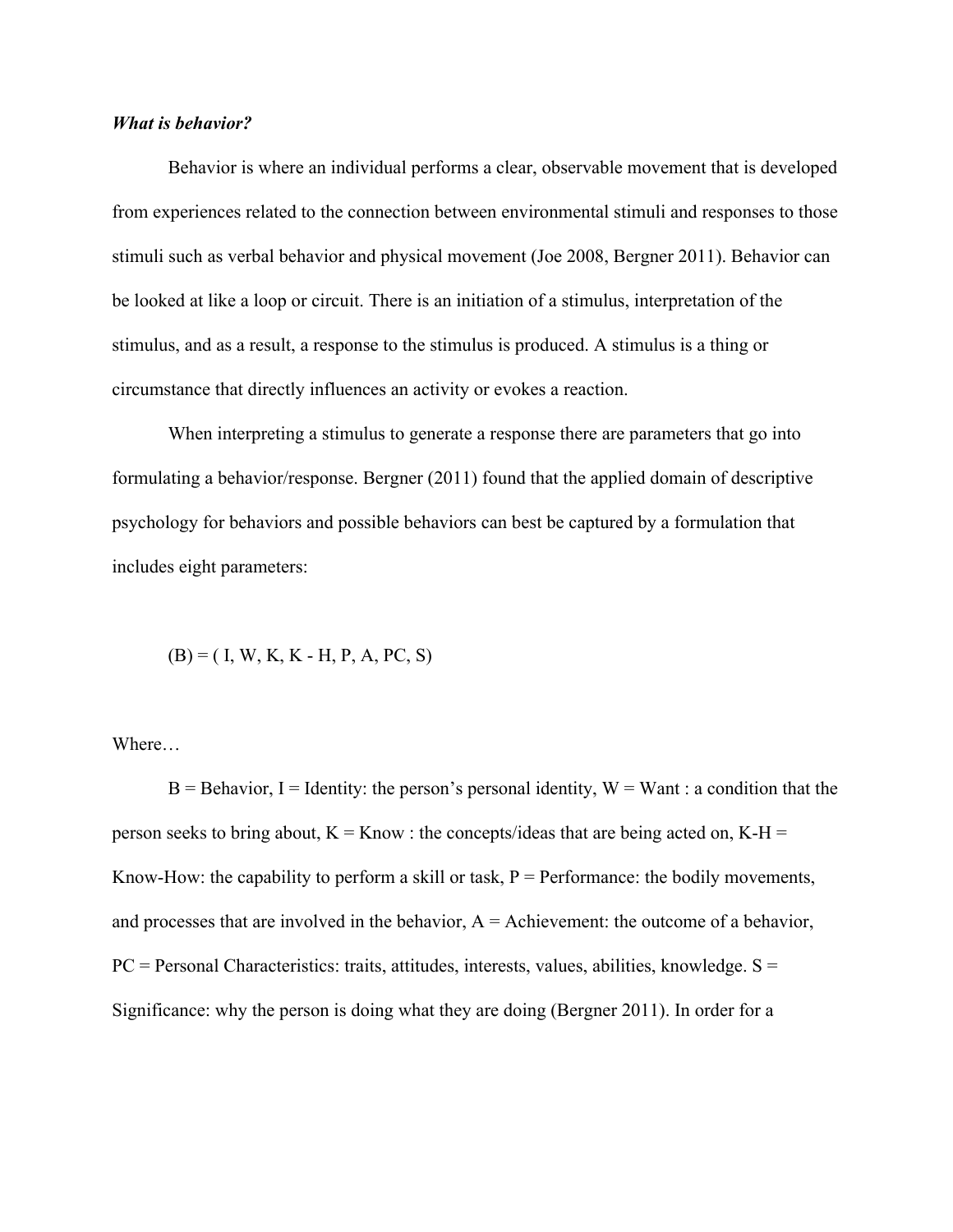***What is behavior?***

Behavior is where an individual performs a clear, observable movement that is developed from experiences related to the connection between environmental stimuli and responses to those stimuli such as verbal behavior and physical movement (Joe 2008, Bergner 2011). Behavior can be looked at like a loop or circuit. There is an initiation of a stimulus, interpretation of the stimulus, and as a result, a response to the stimulus is produced. A stimulus is a thing or circumstance that directly influences an activity or evokes a reaction.

When interpreting a stimulus to generate a response there are parameters that go into formulating a behavior/response. Bergner (2011) found that the applied domain of descriptive psychology for behaviors and possible behaviors can best be captured by a formulation that includes eight parameters:

$$(B) = (I, W, K, K - H, P, A, PC, S)$$

Where…

B = Behavior, I = Identity: the person's personal identity, W = Want : a condition that the person seeks to bring about, K = Know : the concepts/ideas that are being acted on, K-H = Know-How: the capability to perform a skill or task, P = Performance: the bodily movements, and processes that are involved in the behavior, A = Achievement: the outcome of a behavior, PC = Personal Characteristics: traits, attitudes, interests, values, abilities, knowledge. S = Significance: why the person is doing what they are doing (Bergner 2011). In order for a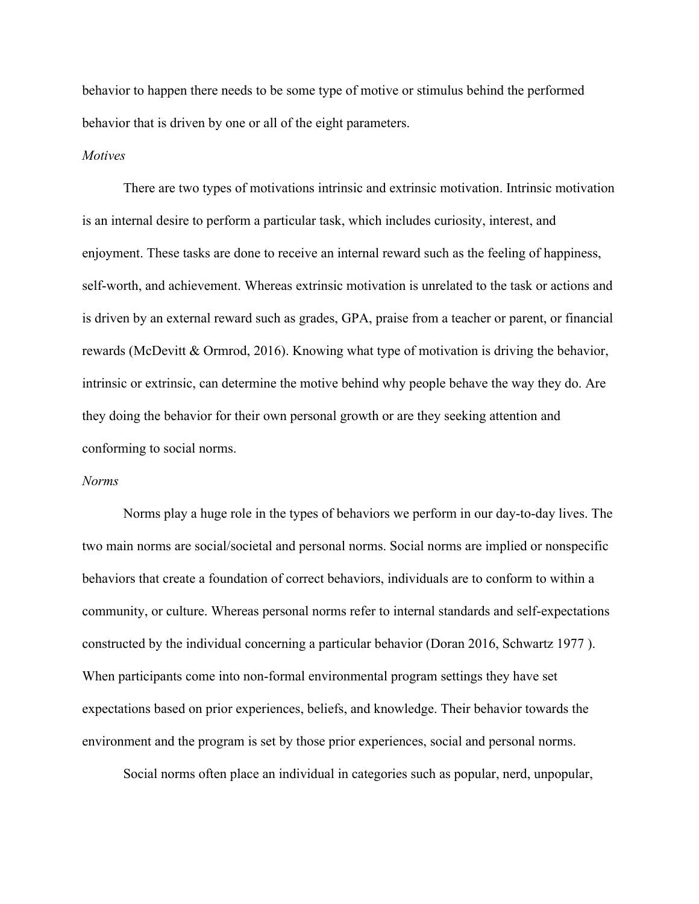behavior to happen there needs to be some type of motive or stimulus behind the performed behavior that is driven by one or all of the eight parameters.

*Motives*

There are two types of motivations intrinsic and extrinsic motivation. Intrinsic motivation is an internal desire to perform a particular task, which includes curiosity, interest, and enjoyment. These tasks are done to receive an internal reward such as the feeling of happiness, self-worth, and achievement. Whereas extrinsic motivation is unrelated to the task or actions and is driven by an external reward such as grades, GPA, praise from a teacher or parent, or financial rewards (McDevitt & Ormrod, 2016). Knowing what type of motivation is driving the behavior, intrinsic or extrinsic, can determine the motive behind why people behave the way they do. Are they doing the behavior for their own personal growth or are they seeking attention and conforming to social norms.

*Norms*

Norms play a huge role in the types of behaviors we perform in our day-to-day lives. The two main norms are social/societal and personal norms. Social norms are implied or nonspecific behaviors that create a foundation of correct behaviors, individuals are to conform to within a community, or culture. Whereas personal norms refer to internal standards and self-expectations constructed by the individual concerning a particular behavior (Doran 2016, Schwartz 1977 ). When participants come into non-formal environmental program settings they have set expectations based on prior experiences, beliefs, and knowledge. Their behavior towards the environment and the program is set by those prior experiences, social and personal norms.

Social norms often place an individual in categories such as popular, nerd, unpopular,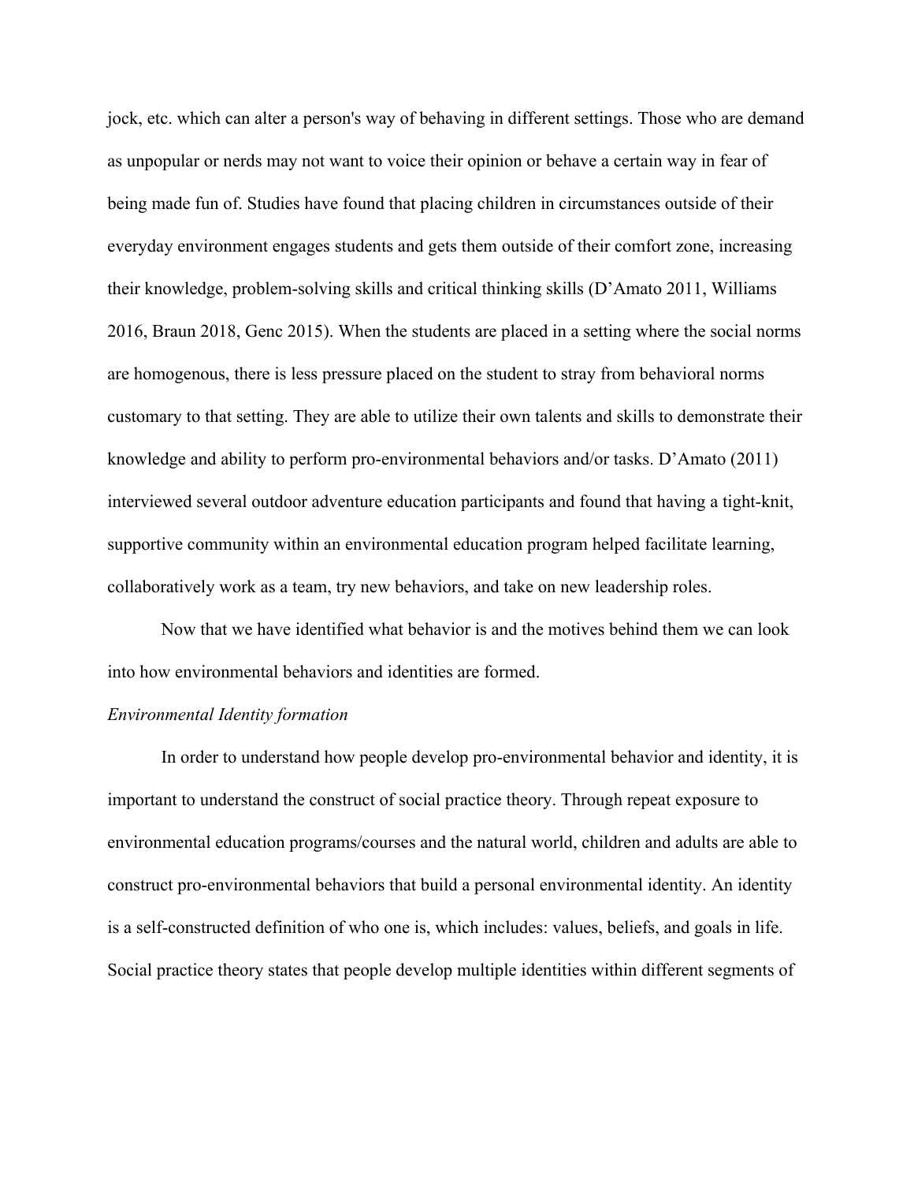jock, etc. which can alter a person's way of behaving in different settings. Those who are demand as unpopular or nerds may not want to voice their opinion or behave a certain way in fear of being made fun of. Studies have found that placing children in circumstances outside of their everyday environment engages students and gets them outside of their comfort zone, increasing their knowledge, problem-solving skills and critical thinking skills (D'Amato 2011, Williams 2016, Braun 2018, Genc 2015). When the students are placed in a setting where the social norms are homogenous, there is less pressure placed on the student to stray from behavioral norms customary to that setting. They are able to utilize their own talents and skills to demonstrate their knowledge and ability to perform pro-environmental behaviors and/or tasks. D'Amato (2011) interviewed several outdoor adventure education participants and found that having a tight-knit, supportive community within an environmental education program helped facilitate learning, collaboratively work as a team, try new behaviors, and take on new leadership roles.

Now that we have identified what behavior is and the motives behind them we can look into how environmental behaviors and identities are formed.

*Environmental Identity formation*

In order to understand how people develop pro-environmental behavior and identity, it is important to understand the construct of social practice theory. Through repeat exposure to environmental education programs/courses and the natural world, children and adults are able to construct pro-environmental behaviors that build a personal environmental identity. An identity is a self-constructed definition of who one is, which includes: values, beliefs, and goals in life. Social practice theory states that people develop multiple identities within different segments of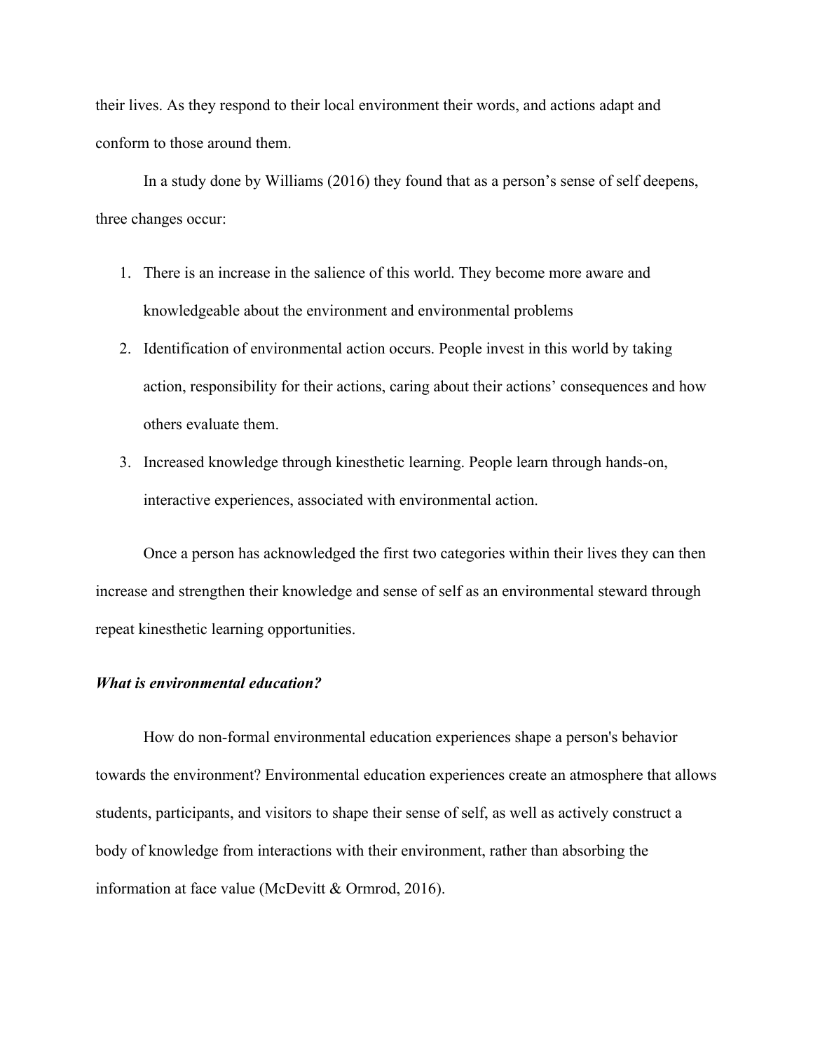their lives. As they respond to their local environment their words, and actions adapt and conform to those around them.

In a study done by Williams (2016) they found that as a person's sense of self deepens, three changes occur:

1. There is an increase in the salience of this world. They become more aware and knowledgeable about the environment and environmental problems
2. Identification of environmental action occurs. People invest in this world by taking action, responsibility for their actions, caring about their actions' consequences and how others evaluate them.
3. Increased knowledge through kinesthetic learning. People learn through hands-on, interactive experiences, associated with environmental action.

Once a person has acknowledged the first two categories within their lives they can then increase and strengthen their knowledge and sense of self as an environmental steward through repeat kinesthetic learning opportunities.

***What is environmental education?***

How do non-formal environmental education experiences shape a person's behavior towards the environment? Environmental education experiences create an atmosphere that allows students, participants, and visitors to shape their sense of self, as well as actively construct a body of knowledge from interactions with their environment, rather than absorbing the information at face value (McDevitt & Ormrod, 2016).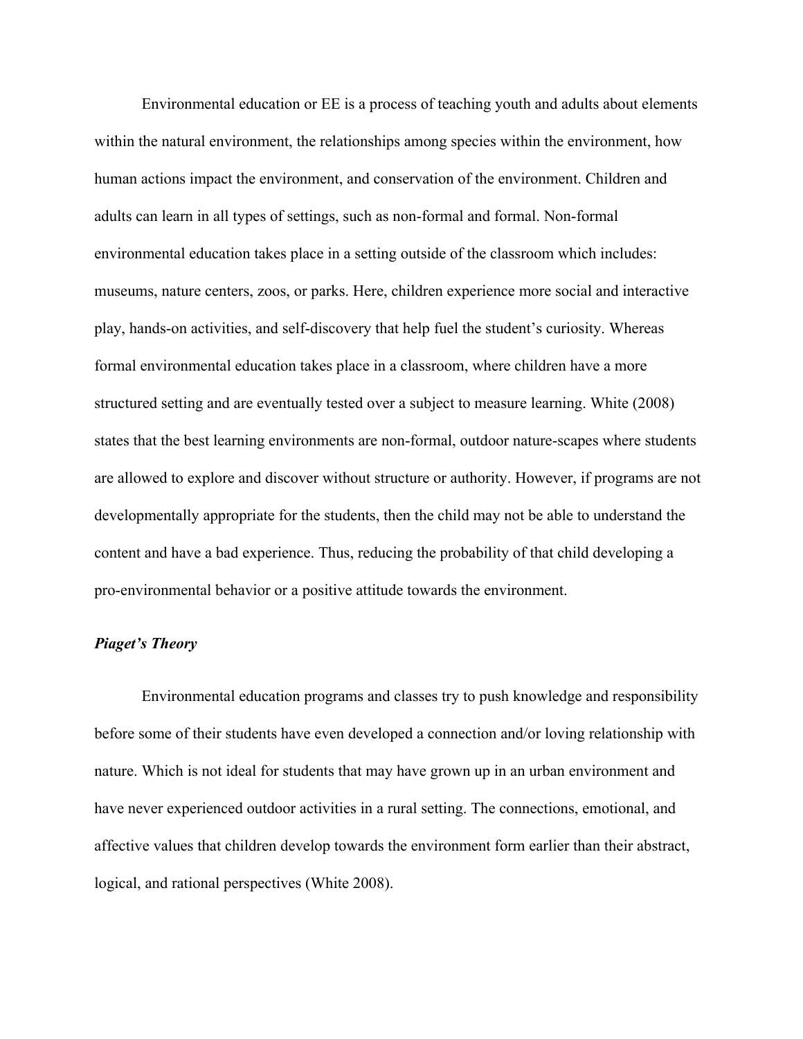Environmental education or EE is a process of teaching youth and adults about elements within the natural environment, the relationships among species within the environment, how human actions impact the environment, and conservation of the environment. Children and adults can learn in all types of settings, such as non-formal and formal. Non-formal environmental education takes place in a setting outside of the classroom which includes: museums, nature centers, zoos, or parks. Here, children experience more social and interactive play, hands-on activities, and self-discovery that help fuel the student's curiosity. Whereas formal environmental education takes place in a classroom, where children have a more structured setting and are eventually tested over a subject to measure learning. White (2008) states that the best learning environments are non-formal, outdoor nature-scapes where students are allowed to explore and discover without structure or authority. However, if programs are not developmentally appropriate for the students, then the child may not be able to understand the content and have a bad experience. Thus, reducing the probability of that child developing a pro-environmental behavior or a positive attitude towards the environment.

***Piaget's Theory***

Environmental education programs and classes try to push knowledge and responsibility before some of their students have even developed a connection and/or loving relationship with nature. Which is not ideal for students that may have grown up in an urban environment and have never experienced outdoor activities in a rural setting. The connections, emotional, and affective values that children develop towards the environment form earlier than their abstract, logical, and rational perspectives (White 2008).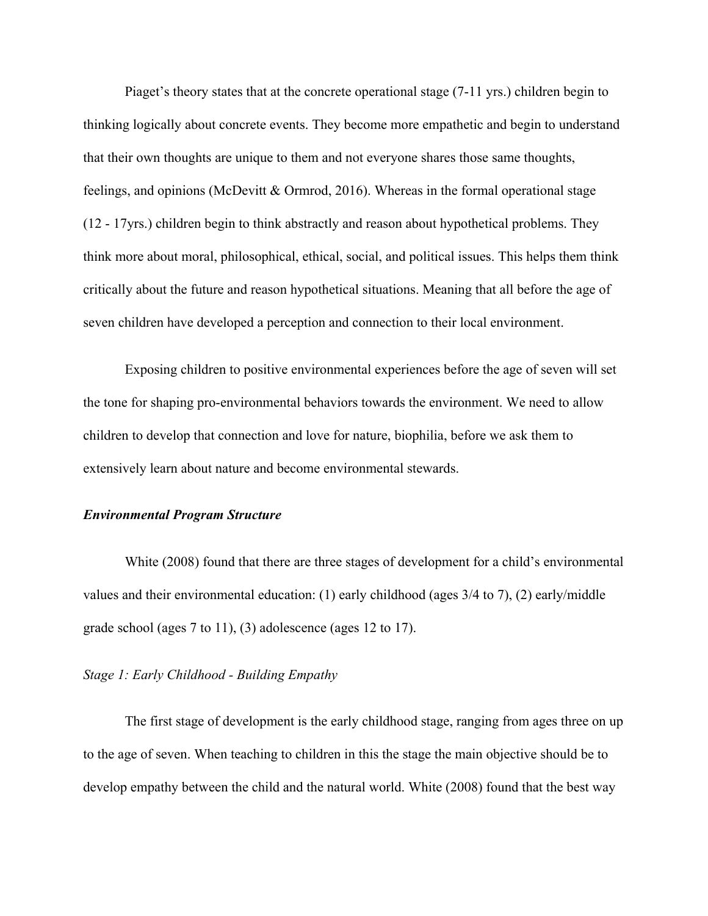Piaget's theory states that at the concrete operational stage (7-11 yrs.) children begin to thinking logically about concrete events. They become more empathetic and begin to understand that their own thoughts are unique to them and not everyone shares those same thoughts, feelings, and opinions (McDevitt & Ormrod, 2016). Whereas in the formal operational stage (12 - 17yrs.) children begin to think abstractly and reason about hypothetical problems. They think more about moral, philosophical, ethical, social, and political issues. This helps them think critically about the future and reason hypothetical situations. Meaning that all before the age of seven children have developed a perception and connection to their local environment.

Exposing children to positive environmental experiences before the age of seven will set the tone for shaping pro-environmental behaviors towards the environment. We need to allow children to develop that connection and love for nature, biophilia, before we ask them to extensively learn about nature and become environmental stewards.

### ***Environmental Program Structure***

White (2008) found that there are three stages of development for a child's environmental values and their environmental education: (1) early childhood (ages 3/4 to 7), (2) early/middle grade school (ages 7 to 11), (3) adolescence (ages 12 to 17).

#### *Stage 1: Early Childhood - Building Empathy*

The first stage of development is the early childhood stage, ranging from ages three on up to the age of seven. When teaching to children in this the stage the main objective should be to develop empathy between the child and the natural world. White (2008) found that the best way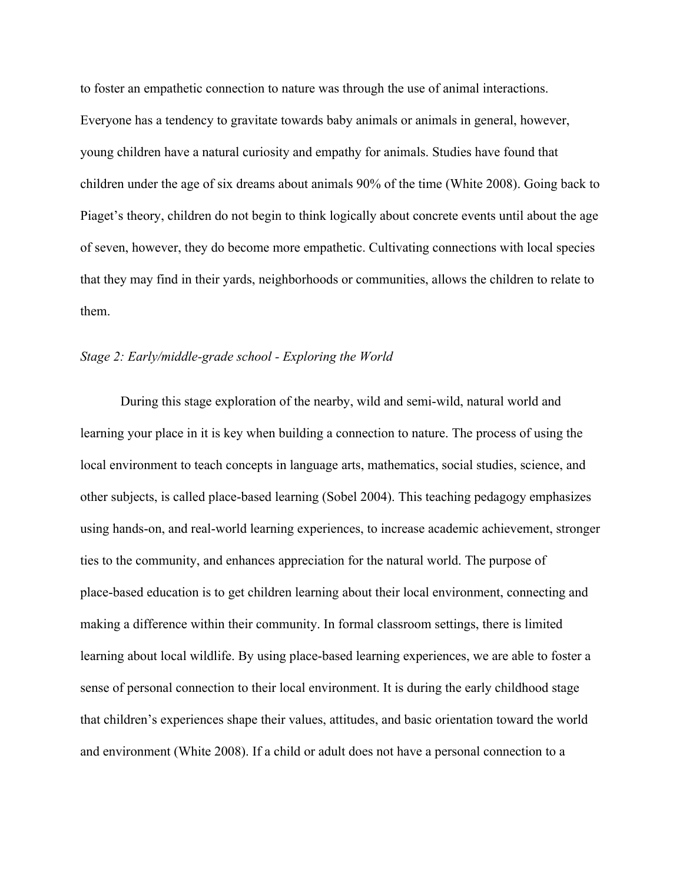to foster an empathetic connection to nature was through the use of animal interactions. Everyone has a tendency to gravitate towards baby animals or animals in general, however, young children have a natural curiosity and empathy for animals. Studies have found that children under the age of six dreams about animals 90% of the time (White 2008). Going back to Piaget's theory, children do not begin to think logically about concrete events until about the age of seven, however, they do become more empathetic. Cultivating connections with local species that they may find in their yards, neighborhoods or communities, allows the children to relate to them.

*Stage 2: Early/middle-grade school - Exploring the World*

During this stage exploration of the nearby, wild and semi-wild, natural world and learning your place in it is key when building a connection to nature. The process of using the local environment to teach concepts in language arts, mathematics, social studies, science, and other subjects, is called place-based learning (Sobel 2004). This teaching pedagogy emphasizes using hands-on, and real-world learning experiences, to increase academic achievement, stronger ties to the community, and enhances appreciation for the natural world. The purpose of place-based education is to get children learning about their local environment, connecting and making a difference within their community. In formal classroom settings, there is limited learning about local wildlife. By using place-based learning experiences, we are able to foster a sense of personal connection to their local environment. It is during the early childhood stage that children's experiences shape their values, attitudes, and basic orientation toward the world and environment (White 2008). If a child or adult does not have a personal connection to a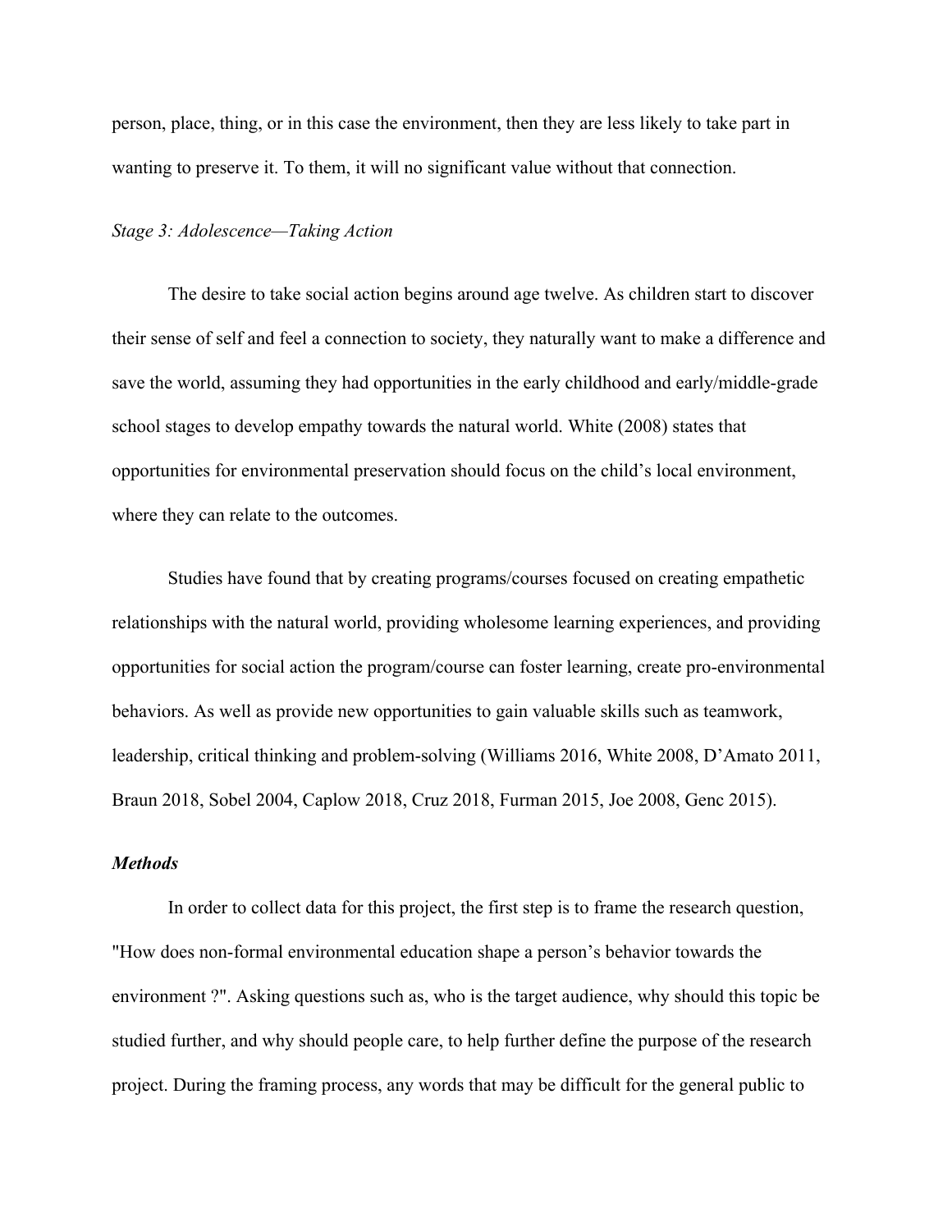person, place, thing, or in this case the environment, then they are less likely to take part in wanting to preserve it. To them, it will no significant value without that connection.

*Stage 3: Adolescence—Taking Action*

The desire to take social action begins around age twelve. As children start to discover their sense of self and feel a connection to society, they naturally want to make a difference and save the world, assuming they had opportunities in the early childhood and early/middle-grade school stages to develop empathy towards the natural world. White (2008) states that opportunities for environmental preservation should focus on the child's local environment, where they can relate to the outcomes.

Studies have found that by creating programs/courses focused on creating empathetic relationships with the natural world, providing wholesome learning experiences, and providing opportunities for social action the program/course can foster learning, create pro-environmental behaviors. As well as provide new opportunities to gain valuable skills such as teamwork, leadership, critical thinking and problem-solving (Williams 2016, White 2008, D'Amato 2011, Braun 2018, Sobel 2004, Caplow 2018, Cruz 2018, Furman 2015, Joe 2008, Genc 2015).

### ***Methods***

In order to collect data for this project, the first step is to frame the research question, "How does non-formal environmental education shape a person's behavior towards the environment ?". Asking questions such as, who is the target audience, why should this topic be studied further, and why should people care, to help further define the purpose of the research project. During the framing process, any words that may be difficult for the general public to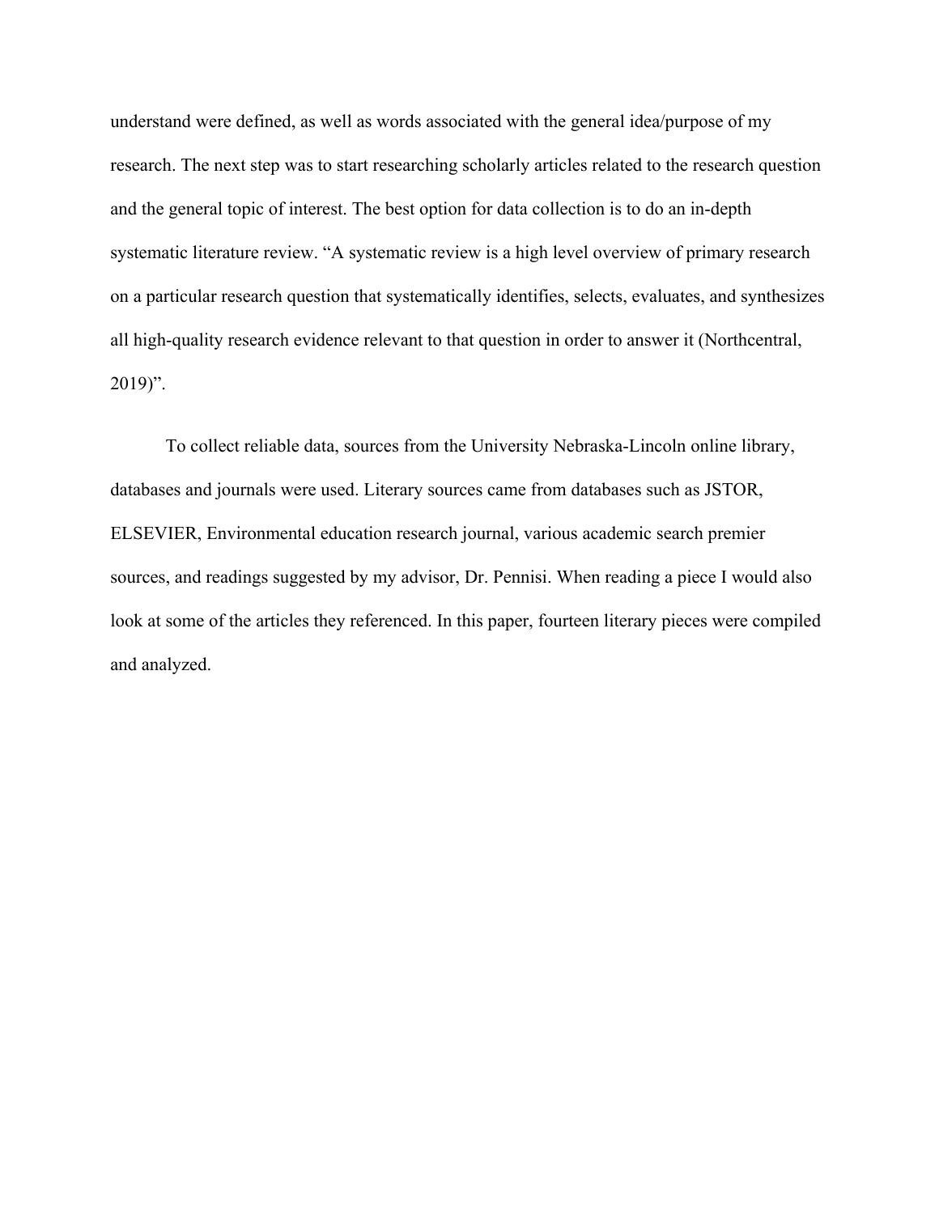understand were defined, as well as words associated with the general idea/purpose of my research. The next step was to start researching scholarly articles related to the research question and the general topic of interest. The best option for data collection is to do an in-depth systematic literature review. "A systematic review is a high level overview of primary research on a particular research question that systematically identifies, selects, evaluates, and synthesizes all high-quality research evidence relevant to that question in order to answer it (Northcentral, 2019)".

To collect reliable data, sources from the University Nebraska-Lincoln online library, databases and journals were used. Literary sources came from databases such as JSTOR, ELSEVIER, Environmental education research journal, various academic search premier sources, and readings suggested by my advisor, Dr. Pennisi. When reading a piece I would also look at some of the articles they referenced. In this paper, fourteen literary pieces were compiled and analyzed.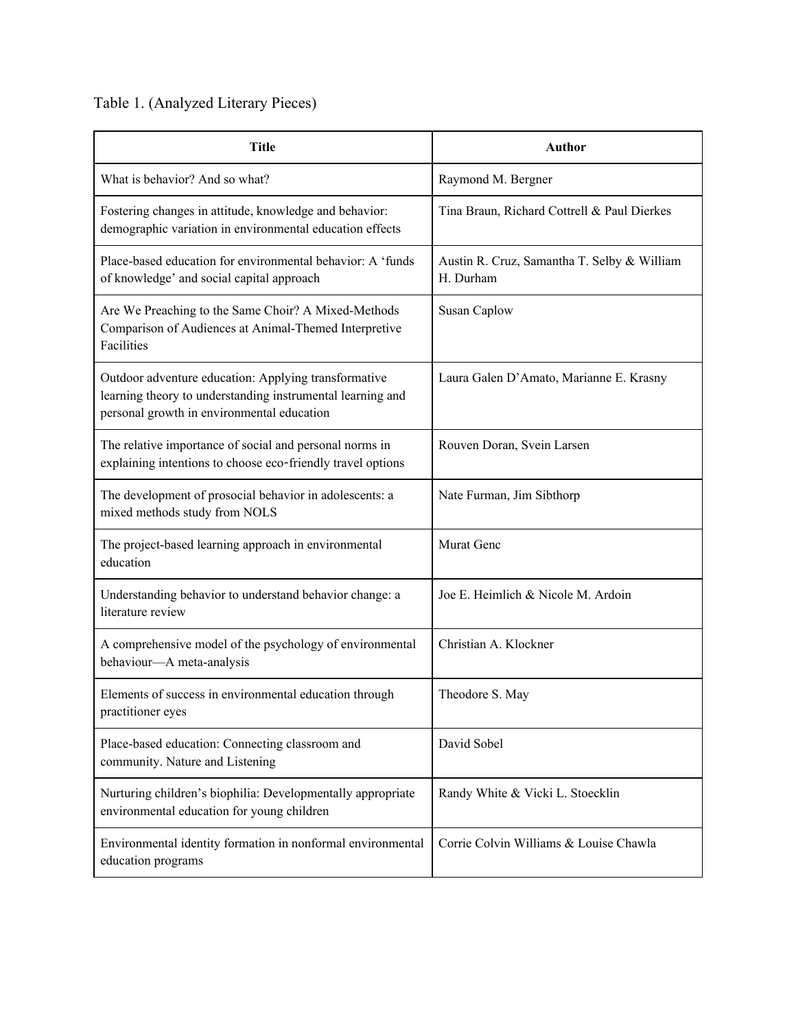Table 1. (Analyzed Literary Pieces)

| Title | Author |
| --- | --- |
| What is behavior? And so what? | Raymond M. Bergner |
| Fostering changes in attitude, knowledge and behavior: demographic variation in environmental education effects | Tina Braun, Richard Cottrell & Paul Dierkes |
| Place-based education for environmental behavior: A 'funds of knowledge' and social capital approach | Austin R. Cruz, Samantha T. Selby & William H. Durham |
| Are We Preaching to the Same Choir? A Mixed-Methods Comparison of Audiences at Animal-Themed Interpretive Facilities | Susan Caplow |
| Outdoor adventure education: Applying transformative learning theory to understanding instrumental learning and personal growth in environmental education | Laura Galen D'Amato, Marianne E. Krasny |
| The relative importance of social and personal norms in explaining intentions to choose eco‐friendly travel options | Rouven Doran, Svein Larsen |
| The development of prosocial behavior in adolescents: a mixed methods study from NOLS | Nate Furman, Jim Sibthorp |
| The project-based learning approach in environmental education | Murat Genc |
| Understanding behavior to understand behavior change: a literature review | Joe E. Heimlich & Nicole M. Ardoin |
| A comprehensive model of the psychology of environmental behaviour—A meta-analysis | Christian A. Klockner |
| Elements of success in environmental education through practitioner eyes | Theodore S. May |
| Place-based education: Connecting classroom and community. Nature and Listening | David Sobel |
| Nurturing children's biophilia: Developmentally appropriate environmental education for young children | Randy White & Vicki L. Stoecklin |
| Environmental identity formation in nonformal environmental education programs | Corrie Colvin Williams & Louise Chawla |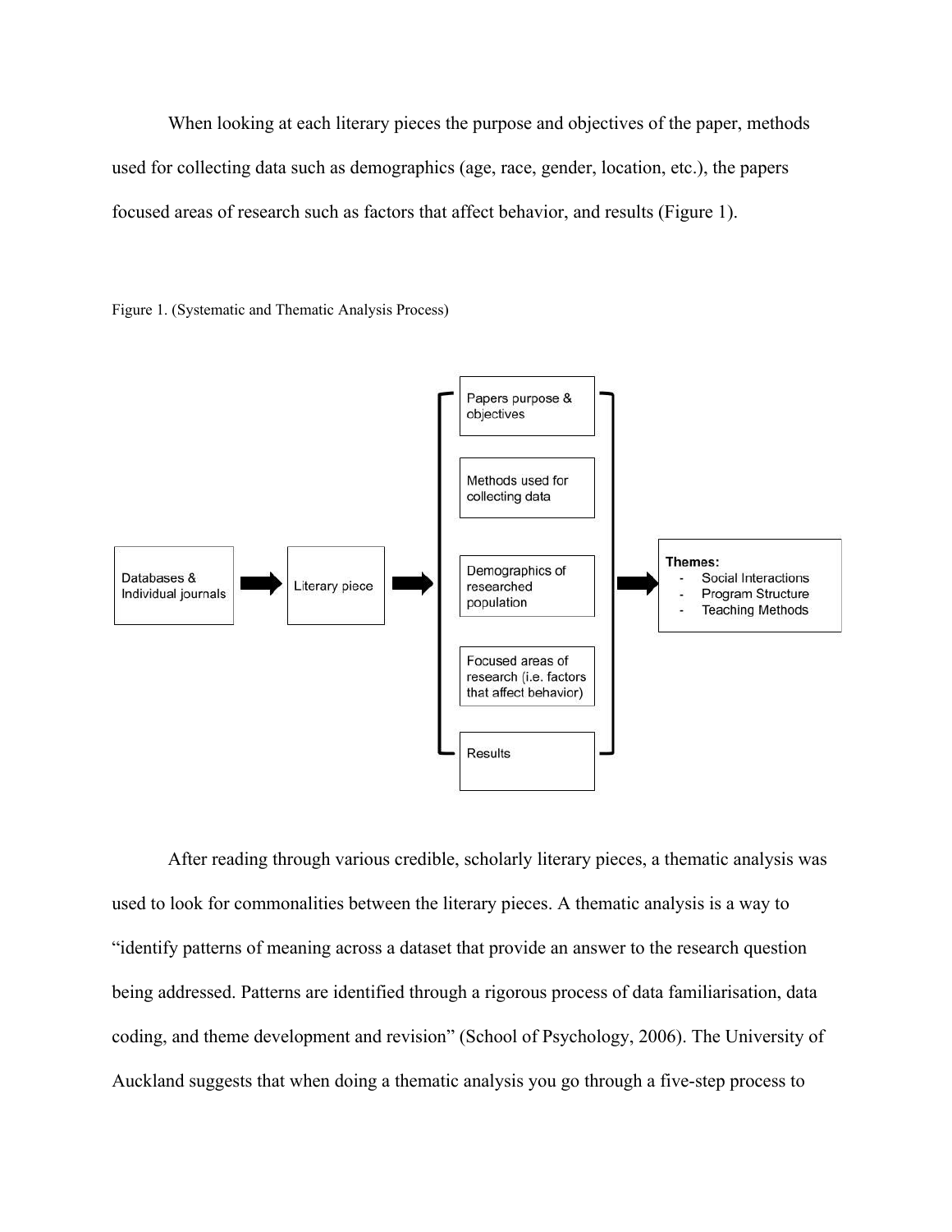When looking at each literary pieces the purpose and objectives of the paper, methods used for collecting data such as demographics (age, race, gender, location, etc.), the papers focused areas of research such as factors that affect behavior, and results (Figure 1).

Figure 1. (Systematic and Thematic Analysis Process)

Databases & Individual journals → Literary piece → [ Papers purpose & objectives | Methods used for collecting data | Demographics of researched population | Focused areas of research (i.e. factors that affect behavior) | Results ] → **Themes:**
- Social Interactions
- Program Structure
- Teaching Methods

After reading through various credible, scholarly literary pieces, a thematic analysis was used to look for commonalities between the literary pieces. A thematic analysis is a way to "identify patterns of meaning across a dataset that provide an answer to the research question being addressed. Patterns are identified through a rigorous process of data familiarisation, data coding, and theme development and revision" (School of Psychology, 2006). The University of Auckland suggests that when doing a thematic analysis you go through a five-step process to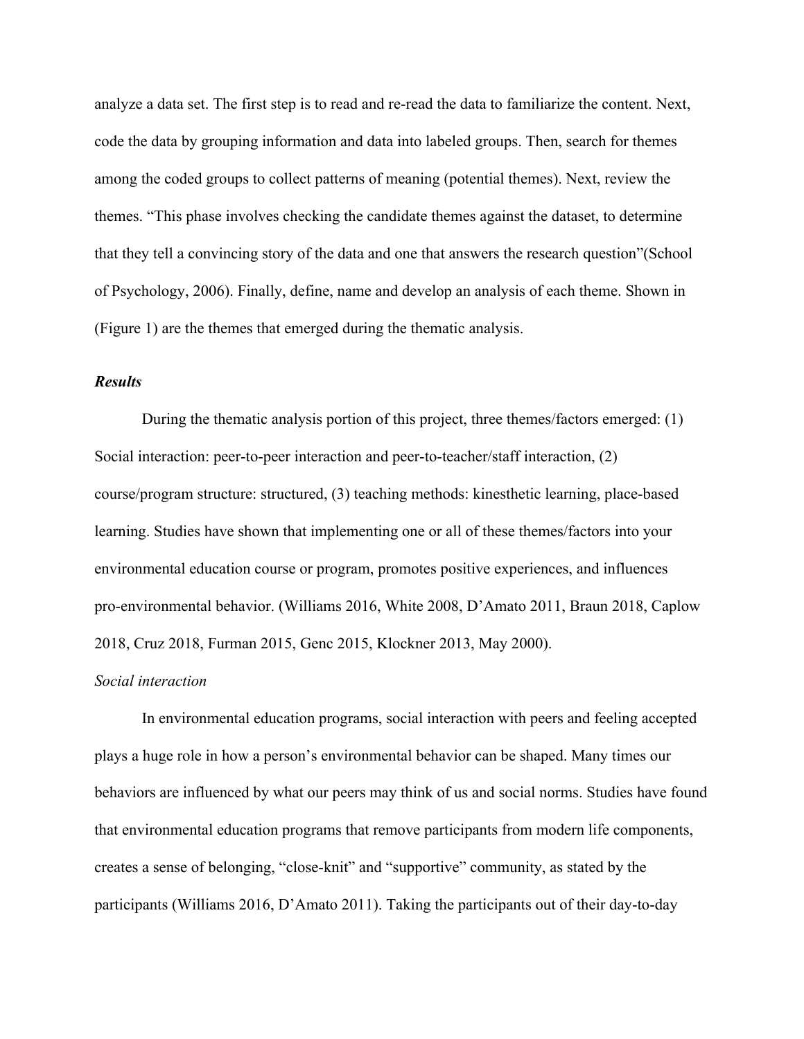analyze a data set. The first step is to read and re-read the data to familiarize the content. Next, code the data by grouping information and data into labeled groups. Then, search for themes among the coded groups to collect patterns of meaning (potential themes). Next, review the themes. "This phase involves checking the candidate themes against the dataset, to determine that they tell a convincing story of the data and one that answers the research question"(School of Psychology, 2006). Finally, define, name and develop an analysis of each theme. Shown in (Figure 1) are the themes that emerged during the thematic analysis.

***Results***

During the thematic analysis portion of this project, three themes/factors emerged: (1) Social interaction: peer-to-peer interaction and peer-to-teacher/staff interaction, (2) course/program structure: structured, (3) teaching methods: kinesthetic learning, place-based learning. Studies have shown that implementing one or all of these themes/factors into your environmental education course or program, promotes positive experiences, and influences pro-environmental behavior. (Williams 2016, White 2008, D'Amato 2011, Braun 2018, Caplow 2018, Cruz 2018, Furman 2015, Genc 2015, Klockner 2013, May 2000).

*Social interaction*

In environmental education programs, social interaction with peers and feeling accepted plays a huge role in how a person's environmental behavior can be shaped. Many times our behaviors are influenced by what our peers may think of us and social norms. Studies have found that environmental education programs that remove participants from modern life components, creates a sense of belonging, "close-knit" and "supportive" community, as stated by the participants (Williams 2016, D'Amato 2011). Taking the participants out of their day-to-day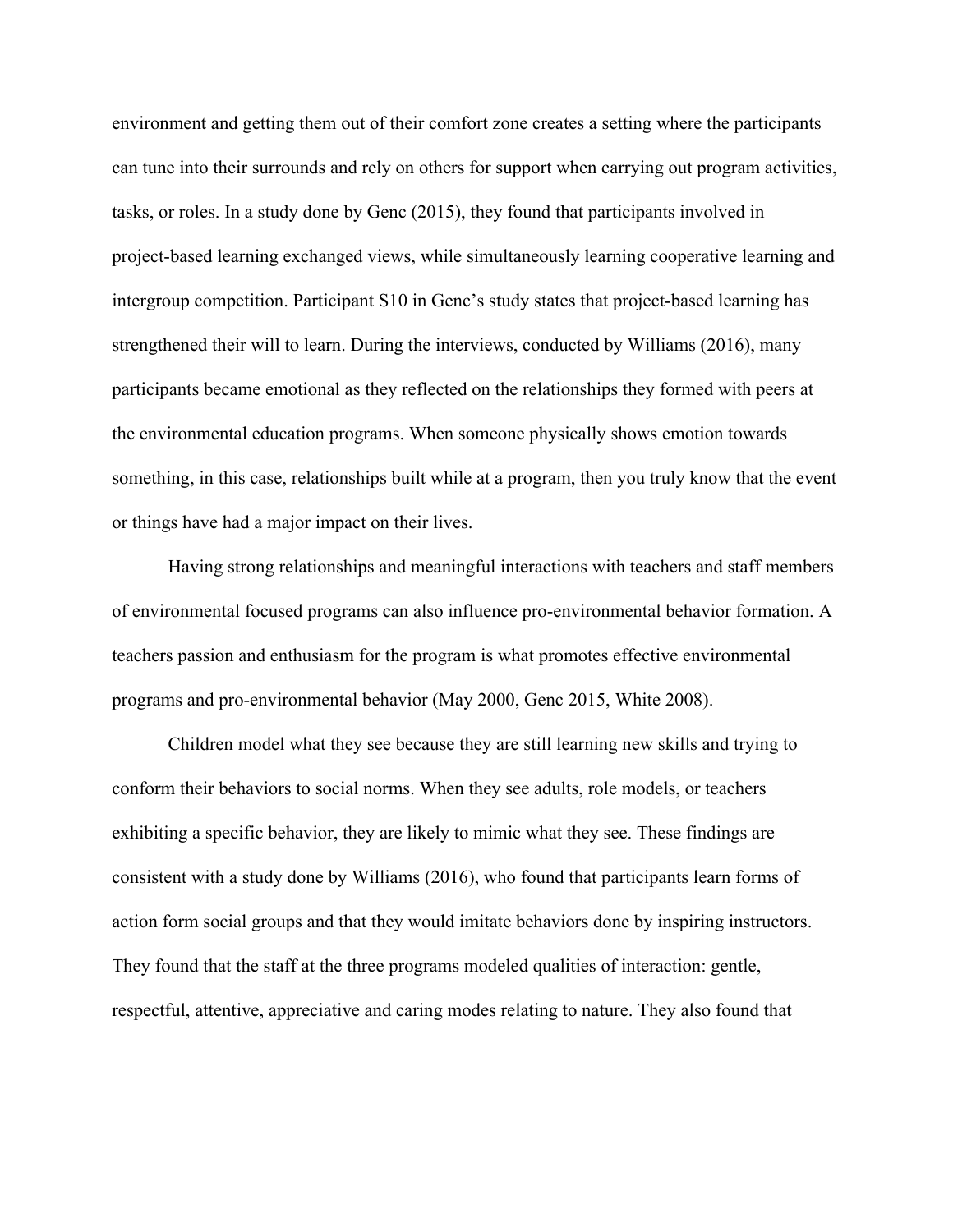environment and getting them out of their comfort zone creates a setting where the participants can tune into their surrounds and rely on others for support when carrying out program activities, tasks, or roles. In a study done by Genc (2015), they found that participants involved in project-based learning exchanged views, while simultaneously learning cooperative learning and intergroup competition. Participant S10 in Genc's study states that project-based learning has strengthened their will to learn. During the interviews, conducted by Williams (2016), many participants became emotional as they reflected on the relationships they formed with peers at the environmental education programs. When someone physically shows emotion towards something, in this case, relationships built while at a program, then you truly know that the event or things have had a major impact on their lives.

Having strong relationships and meaningful interactions with teachers and staff members of environmental focused programs can also influence pro-environmental behavior formation. A teachers passion and enthusiasm for the program is what promotes effective environmental programs and pro-environmental behavior (May 2000, Genc 2015, White 2008).

Children model what they see because they are still learning new skills and trying to conform their behaviors to social norms. When they see adults, role models, or teachers exhibiting a specific behavior, they are likely to mimic what they see. These findings are consistent with a study done by Williams (2016), who found that participants learn forms of action form social groups and that they would imitate behaviors done by inspiring instructors. They found that the staff at the three programs modeled qualities of interaction: gentle, respectful, attentive, appreciative and caring modes relating to nature. They also found that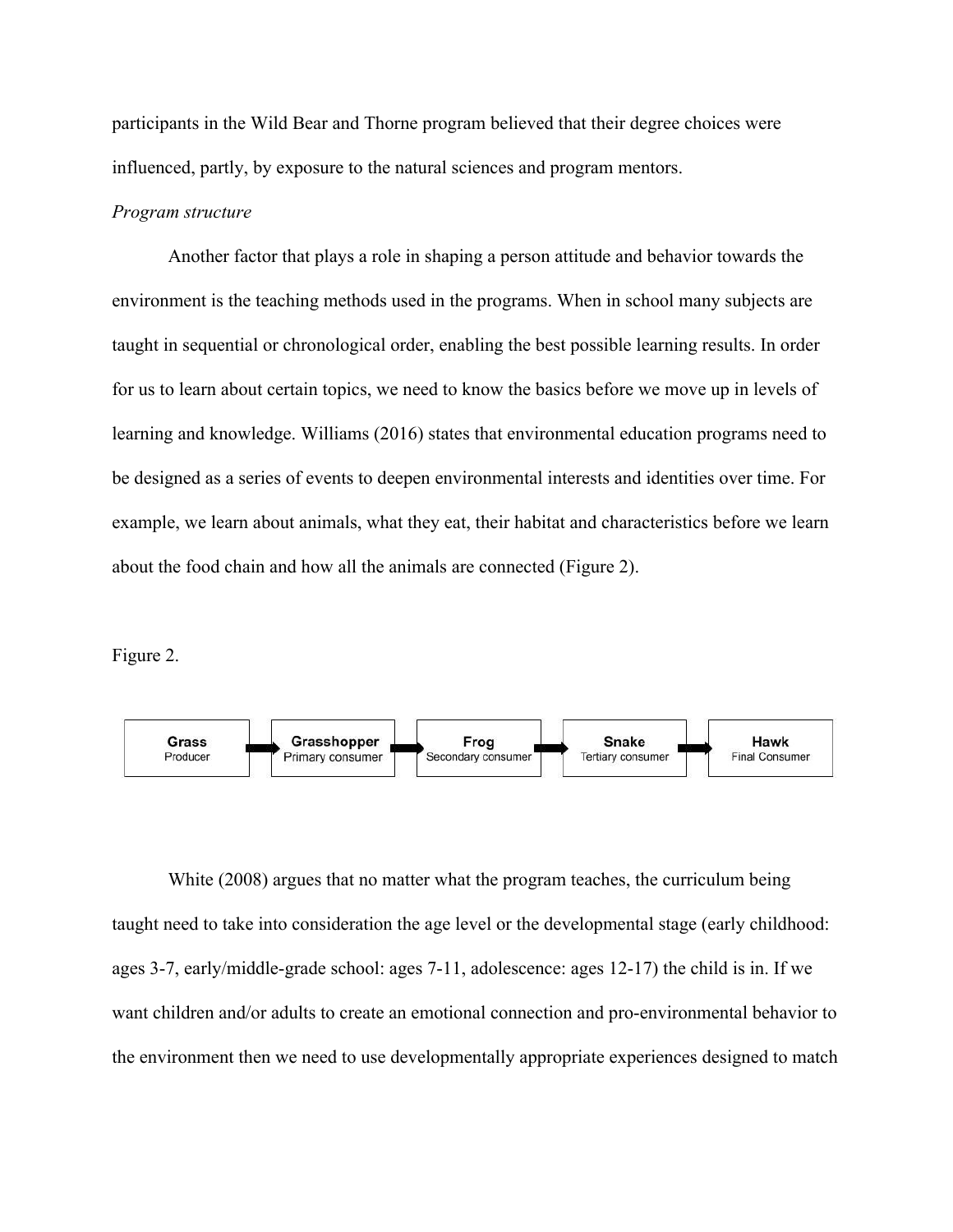participants in the Wild Bear and Thorne program believed that their degree choices were influenced, partly, by exposure to the natural sciences and program mentors.

*Program structure*

Another factor that plays a role in shaping a person attitude and behavior towards the environment is the teaching methods used in the programs. When in school many subjects are taught in sequential or chronological order, enabling the best possible learning results. In order for us to learn about certain topics, we need to know the basics before we move up in levels of learning and knowledge. Williams (2016) states that environmental education programs need to be designed as a series of events to deepen environmental interests and identities over time. For example, we learn about animals, what they eat, their habitat and characteristics before we learn about the food chain and how all the animals are connected (Figure 2).

Figure 2.

**Grass** Producer → **Grasshopper** Primary consumer → **Frog** Secondary consumer → **Snake** Tertiary consumer → **Hawk** Final Consumer

White (2008) argues that no matter what the program teaches, the curriculum being taught need to take into consideration the age level or the developmental stage (early childhood: ages 3-7, early/middle-grade school: ages 7-11, adolescence: ages 12-17) the child is in. If we want children and/or adults to create an emotional connection and pro-environmental behavior to the environment then we need to use developmentally appropriate experiences designed to match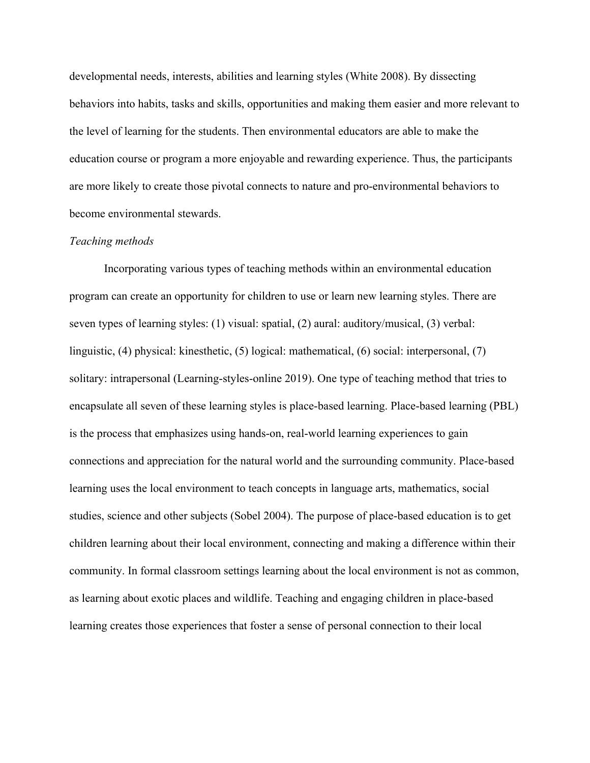developmental needs, interests, abilities and learning styles (White 2008). By dissecting behaviors into habits, tasks and skills, opportunities and making them easier and more relevant to the level of learning for the students. Then environmental educators are able to make the education course or program a more enjoyable and rewarding experience. Thus, the participants are more likely to create those pivotal connects to nature and pro-environmental behaviors to become environmental stewards.

*Teaching methods*

Incorporating various types of teaching methods within an environmental education program can create an opportunity for children to use or learn new learning styles. There are seven types of learning styles: (1) visual: spatial, (2) aural: auditory/musical, (3) verbal: linguistic, (4) physical: kinesthetic, (5) logical: mathematical, (6) social: interpersonal, (7) solitary: intrapersonal (Learning-styles-online 2019). One type of teaching method that tries to encapsulate all seven of these learning styles is place-based learning. Place-based learning (PBL) is the process that emphasizes using hands-on, real-world learning experiences to gain connections and appreciation for the natural world and the surrounding community. Place-based learning uses the local environment to teach concepts in language arts, mathematics, social studies, science and other subjects (Sobel 2004). The purpose of place-based education is to get children learning about their local environment, connecting and making a difference within their community. In formal classroom settings learning about the local environment is not as common, as learning about exotic places and wildlife. Teaching and engaging children in place-based learning creates those experiences that foster a sense of personal connection to their local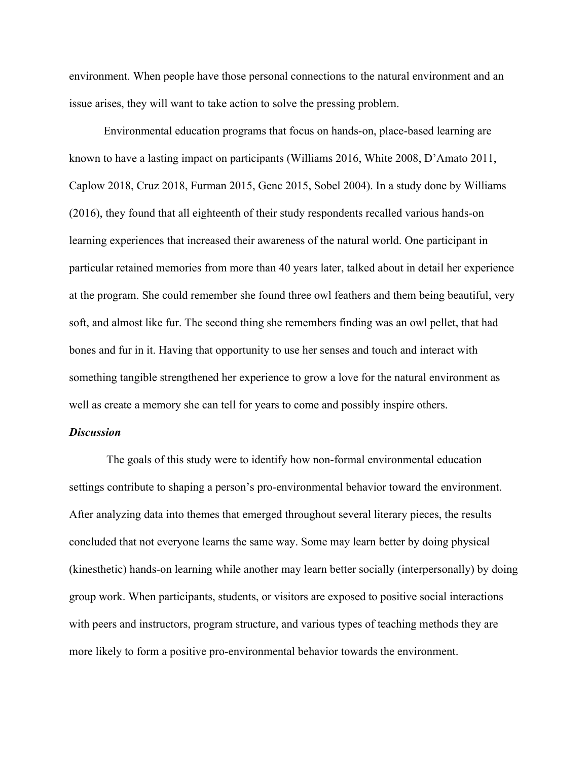environment. When people have those personal connections to the natural environment and an issue arises, they will want to take action to solve the pressing problem.

Environmental education programs that focus on hands-on, place-based learning are known to have a lasting impact on participants (Williams 2016, White 2008, D'Amato 2011, Caplow 2018, Cruz 2018, Furman 2015, Genc 2015, Sobel 2004). In a study done by Williams (2016), they found that all eighteenth of their study respondents recalled various hands-on learning experiences that increased their awareness of the natural world. One participant in particular retained memories from more than 40 years later, talked about in detail her experience at the program. She could remember she found three owl feathers and them being beautiful, very soft, and almost like fur. The second thing she remembers finding was an owl pellet, that had bones and fur in it. Having that opportunity to use her senses and touch and interact with something tangible strengthened her experience to grow a love for the natural environment as well as create a memory she can tell for years to come and possibly inspire others.

### ***Discussion***

The goals of this study were to identify how non-formal environmental education settings contribute to shaping a person's pro-environmental behavior toward the environment. After analyzing data into themes that emerged throughout several literary pieces, the results concluded that not everyone learns the same way. Some may learn better by doing physical (kinesthetic) hands-on learning while another may learn better socially (interpersonally) by doing group work. When participants, students, or visitors are exposed to positive social interactions with peers and instructors, program structure, and various types of teaching methods they are more likely to form a positive pro-environmental behavior towards the environment.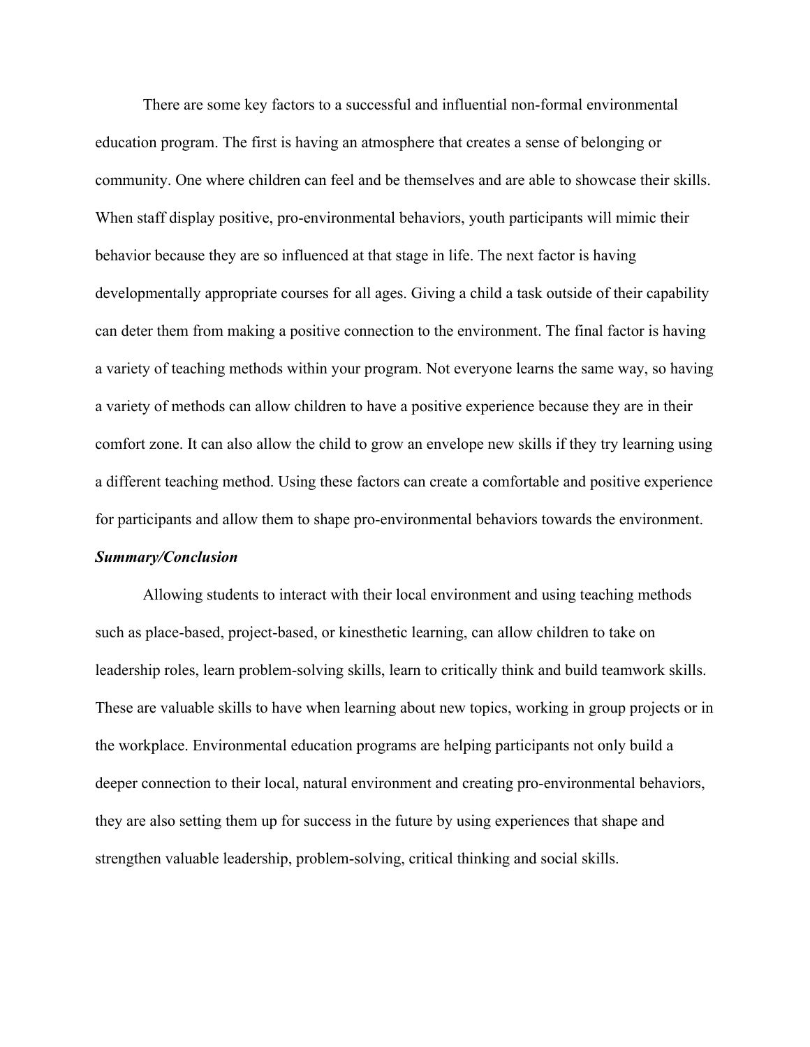There are some key factors to a successful and influential non-formal environmental education program. The first is having an atmosphere that creates a sense of belonging or community. One where children can feel and be themselves and are able to showcase their skills. When staff display positive, pro-environmental behaviors, youth participants will mimic their behavior because they are so influenced at that stage in life. The next factor is having developmentally appropriate courses for all ages. Giving a child a task outside of their capability can deter them from making a positive connection to the environment. The final factor is having a variety of teaching methods within your program. Not everyone learns the same way, so having a variety of methods can allow children to have a positive experience because they are in their comfort zone. It can also allow the child to grow an envelope new skills if they try learning using a different teaching method. Using these factors can create a comfortable and positive experience for participants and allow them to shape pro-environmental behaviors towards the environment.

***Summary/Conclusion***

Allowing students to interact with their local environment and using teaching methods such as place-based, project-based, or kinesthetic learning, can allow children to take on leadership roles, learn problem-solving skills, learn to critically think and build teamwork skills. These are valuable skills to have when learning about new topics, working in group projects or in the workplace. Environmental education programs are helping participants not only build a deeper connection to their local, natural environment and creating pro-environmental behaviors, they are also setting them up for success in the future by using experiences that shape and strengthen valuable leadership, problem-solving, critical thinking and social skills.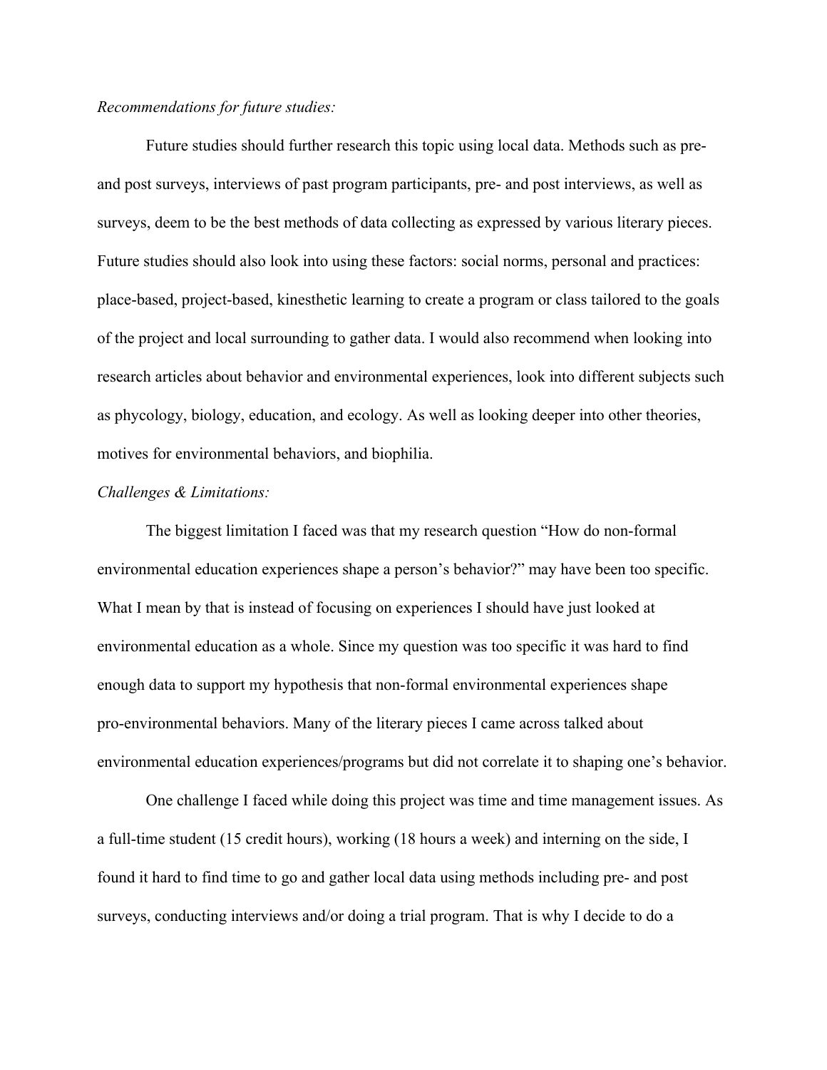*Recommendations for future studies:*

Future studies should further research this topic using local data. Methods such as pre- and post surveys, interviews of past program participants, pre- and post interviews, as well as surveys, deem to be the best methods of data collecting as expressed by various literary pieces. Future studies should also look into using these factors: social norms, personal and practices: place-based, project-based, kinesthetic learning to create a program or class tailored to the goals of the project and local surrounding to gather data. I would also recommend when looking into research articles about behavior and environmental experiences, look into different subjects such as phycology, biology, education, and ecology. As well as looking deeper into other theories, motives for environmental behaviors, and biophilia.

*Challenges & Limitations:*

The biggest limitation I faced was that my research question "How do non-formal environmental education experiences shape a person's behavior?" may have been too specific. What I mean by that is instead of focusing on experiences I should have just looked at environmental education as a whole. Since my question was too specific it was hard to find enough data to support my hypothesis that non-formal environmental experiences shape pro-environmental behaviors. Many of the literary pieces I came across talked about environmental education experiences/programs but did not correlate it to shaping one's behavior.

One challenge I faced while doing this project was time and time management issues. As a full-time student (15 credit hours), working (18 hours a week) and interning on the side, I found it hard to find time to go and gather local data using methods including pre- and post surveys, conducting interviews and/or doing a trial program. That is why I decide to do a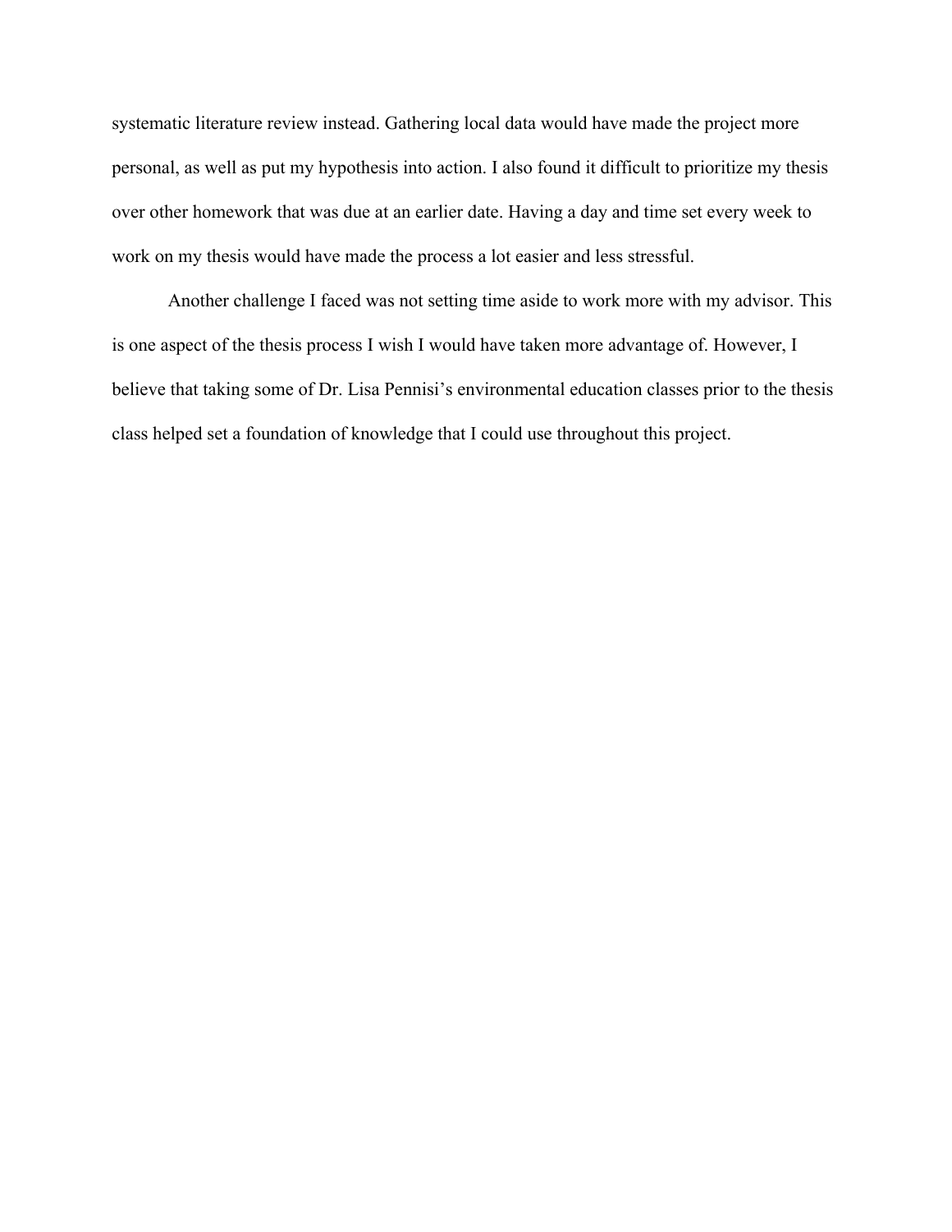systematic literature review instead. Gathering local data would have made the project more personal, as well as put my hypothesis into action. I also found it difficult to prioritize my thesis over other homework that was due at an earlier date. Having a day and time set every week to work on my thesis would have made the process a lot easier and less stressful.

Another challenge I faced was not setting time aside to work more with my advisor. This is one aspect of the thesis process I wish I would have taken more advantage of. However, I believe that taking some of Dr. Lisa Pennisi's environmental education classes prior to the thesis class helped set a foundation of knowledge that I could use throughout this project.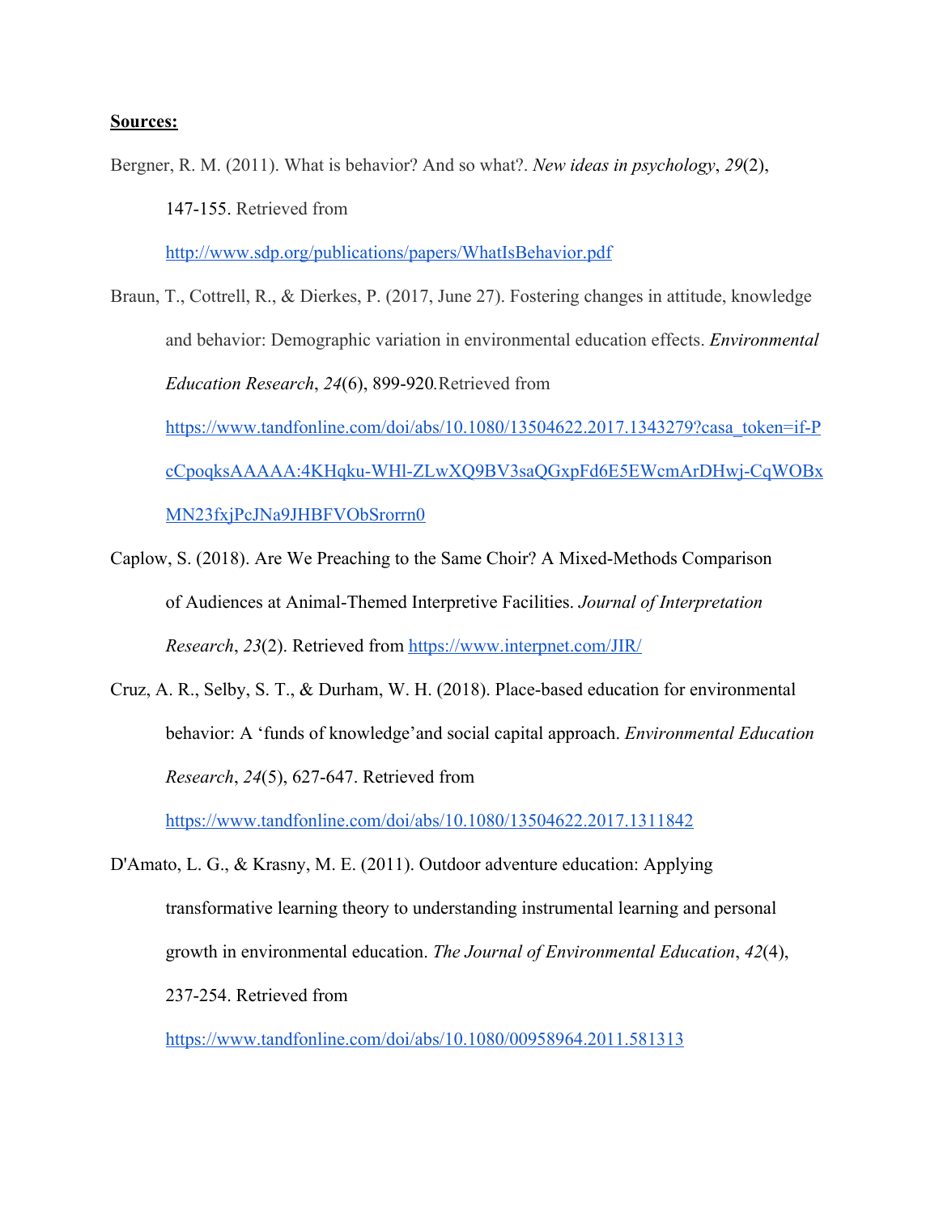**Sources:**

Bergner, R. M. (2011). What is behavior? And so what?. *New ideas in psychology*, *29*(2), 147-155. Retrieved from http://www.sdp.org/publications/papers/WhatIsBehavior.pdf

Braun, T., Cottrell, R., & Dierkes, P. (2017, June 27). Fostering changes in attitude, knowledge and behavior: Demographic variation in environmental education effects. *Environmental Education Research*, *24*(6), 899-920*.*Retrieved from https://www.tandfonline.com/doi/abs/10.1080/13504622.2017.1343279?casa_token=if-PcCpoqksAAAAA:4KHqku-WHl-ZLwXQ9BV3saQGxpFd6E5EWcmArDHwj-CqWOBxMN23fxjPcJNa9JHBFVObSrorrn0

Caplow, S. (2018). Are We Preaching to the Same Choir? A Mixed-Methods Comparison of Audiences at Animal-Themed Interpretive Facilities. *Journal of Interpretation Research*, *23*(2). Retrieved from https://www.interpnet.com/JIR/

Cruz, A. R., Selby, S. T., & Durham, W. H. (2018). Place-based education for environmental behavior: A 'funds of knowledge'and social capital approach. *Environmental Education Research*, *24*(5), 627-647. Retrieved from https://www.tandfonline.com/doi/abs/10.1080/13504622.2017.1311842

D'Amato, L. G., & Krasny, M. E. (2011). Outdoor adventure education: Applying transformative learning theory to understanding instrumental learning and personal growth in environmental education. *The Journal of Environmental Education*, *42*(4), 237-254. Retrieved from https://www.tandfonline.com/doi/abs/10.1080/00958964.2011.581313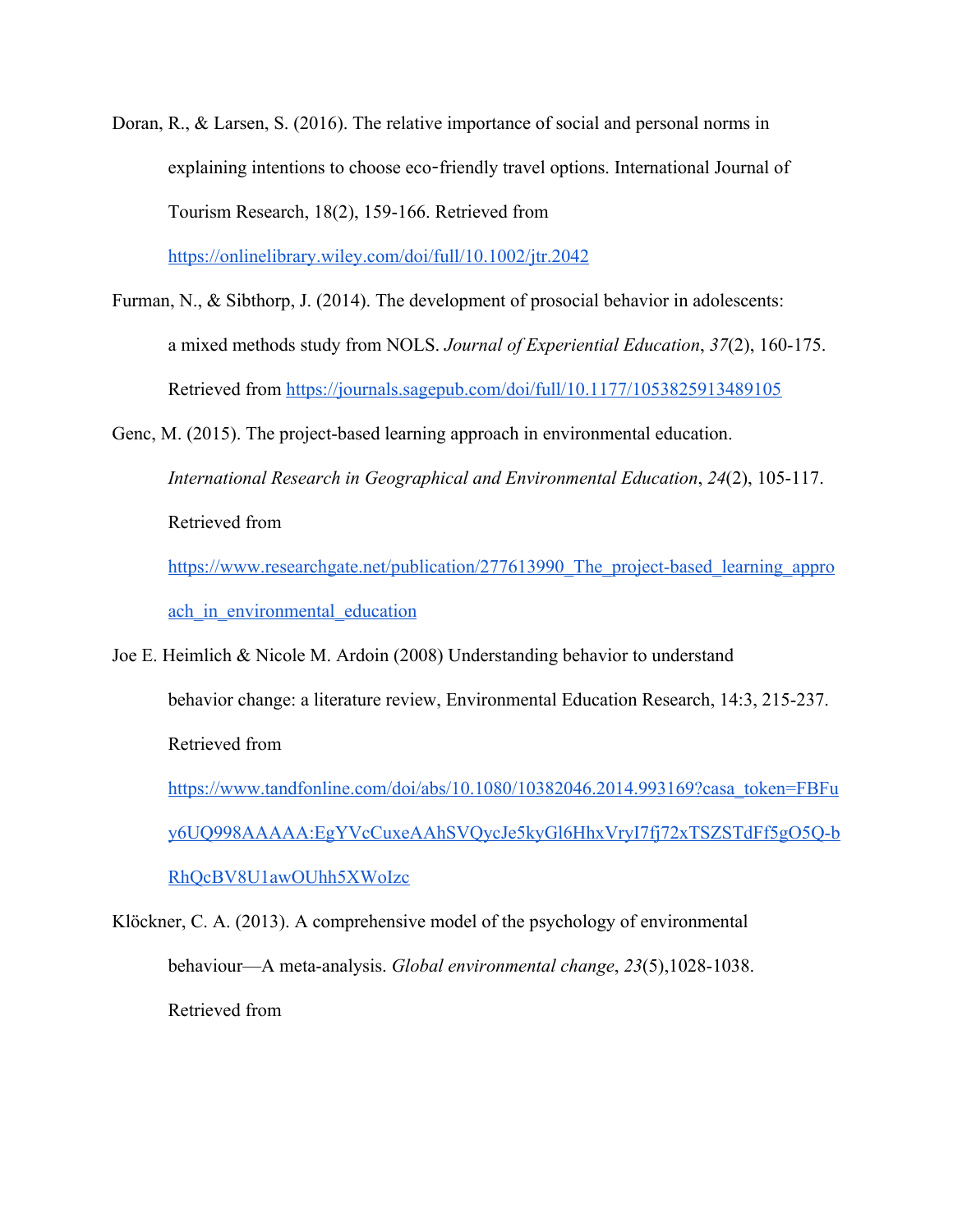Doran, R., & Larsen, S. (2016). The relative importance of social and personal norms in explaining intentions to choose eco‐friendly travel options. International Journal of Tourism Research, 18(2), 159-166. Retrieved from https://onlinelibrary.wiley.com/doi/full/10.1002/jtr.2042

Furman, N., & Sibthorp, J. (2014). The development of prosocial behavior in adolescents: a mixed methods study from NOLS. *Journal of Experiential Education*, *37*(2), 160-175. Retrieved from https://journals.sagepub.com/doi/full/10.1177/1053825913489105

Genc, M. (2015). The project-based learning approach in environmental education. *International Research in Geographical and Environmental Education*, *24*(2), 105-117. Retrieved from https://www.researchgate.net/publication/277613990_The_project-based_learning_approach_in_environmental_education

Joe E. Heimlich & Nicole M. Ardoin (2008) Understanding behavior to understand behavior change: a literature review, Environmental Education Research, 14:3, 215-237. Retrieved from https://www.tandfonline.com/doi/abs/10.1080/10382046.2014.993169?casa_token=FBFuy6UQ998AAAAA:EgYVcCuxeAAhSVQycJe5kyGl6HhxVryI7fj72xTSZSTdFf5gO5Q-bRhQcBV8U1awOUhh5XWoIzc

Klöckner, C. A. (2013). A comprehensive model of the psychology of environmental behaviour—A meta-analysis. *Global environmental change*, *23*(5),1028-1038. Retrieved from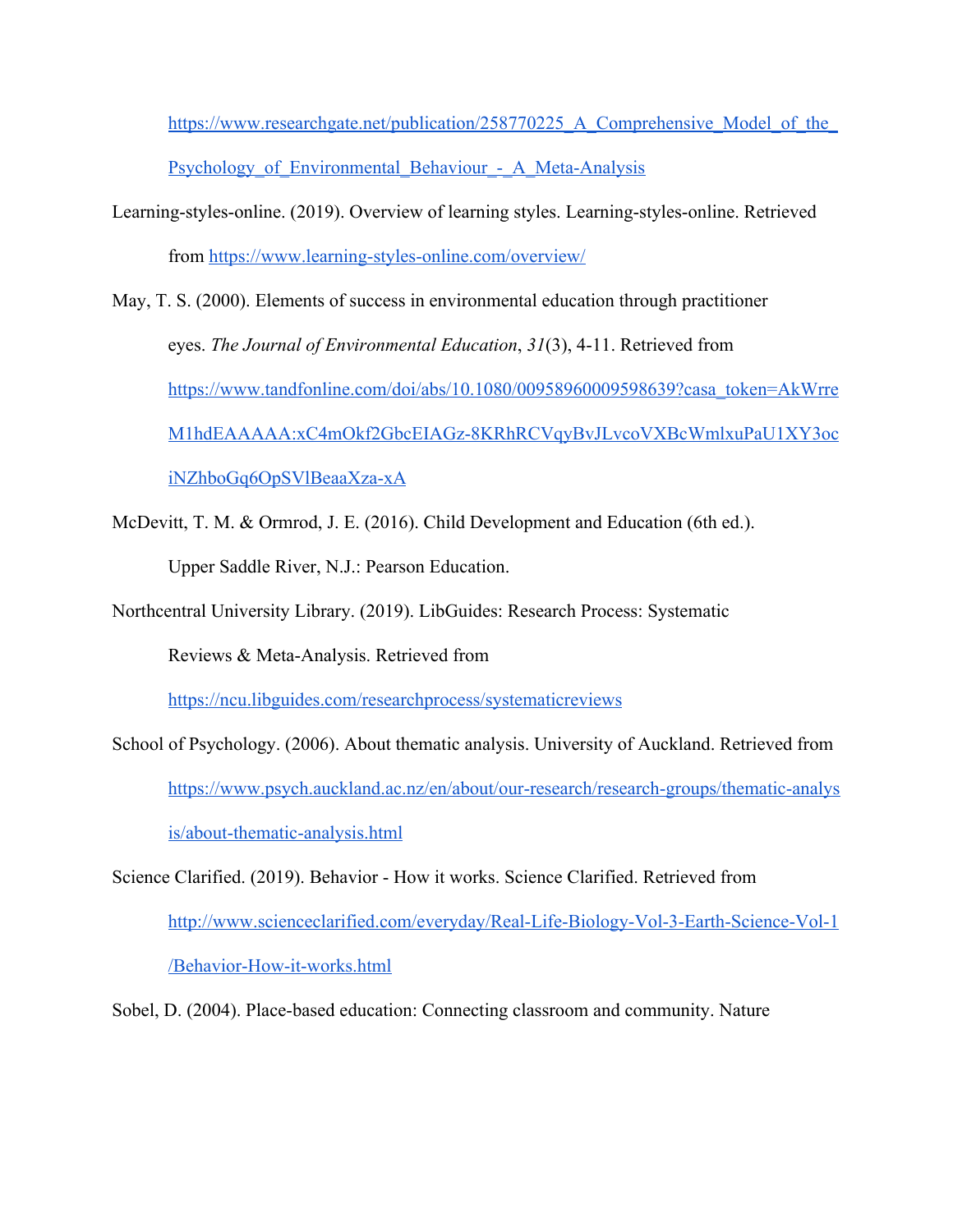https://www.researchgate.net/publication/258770225_A_Comprehensive_Model_of_the_Psychology_of_Environmental_Behaviour_-_A_Meta-Analysis

Learning-styles-online. (2019). Overview of learning styles. Learning-styles-online. Retrieved from https://www.learning-styles-online.com/overview/

May, T. S. (2000). Elements of success in environmental education through practitioner eyes. *The Journal of Environmental Education*, *31*(3), 4-11. Retrieved from https://www.tandfonline.com/doi/abs/10.1080/00958960009598639?casa_token=AkWrreM1hdEAAAAA:xC4mOkf2GbcEIAGz-8KRhRCVqyBvJLvcoVXBcWmlxuPaU1XY3ociNZhboGq6OpSVlBeaaXza-xA

McDevitt, T. M. & Ormrod, J. E. (2016). Child Development and Education (6th ed.). Upper Saddle River, N.J.: Pearson Education.

Northcentral University Library. (2019). LibGuides: Research Process: Systematic Reviews & Meta-Analysis. Retrieved from https://ncu.libguides.com/researchprocess/systematicreviews

School of Psychology. (2006). About thematic analysis. University of Auckland. Retrieved from https://www.psych.auckland.ac.nz/en/about/our-research/research-groups/thematic-analysis/about-thematic-analysis.html

Science Clarified. (2019). Behavior - How it works. Science Clarified. Retrieved from http://www.scienceclarified.com/everyday/Real-Life-Biology-Vol-3-Earth-Science-Vol-1/Behavior-How-it-works.html

Sobel, D. (2004). Place-based education: Connecting classroom and community. Nature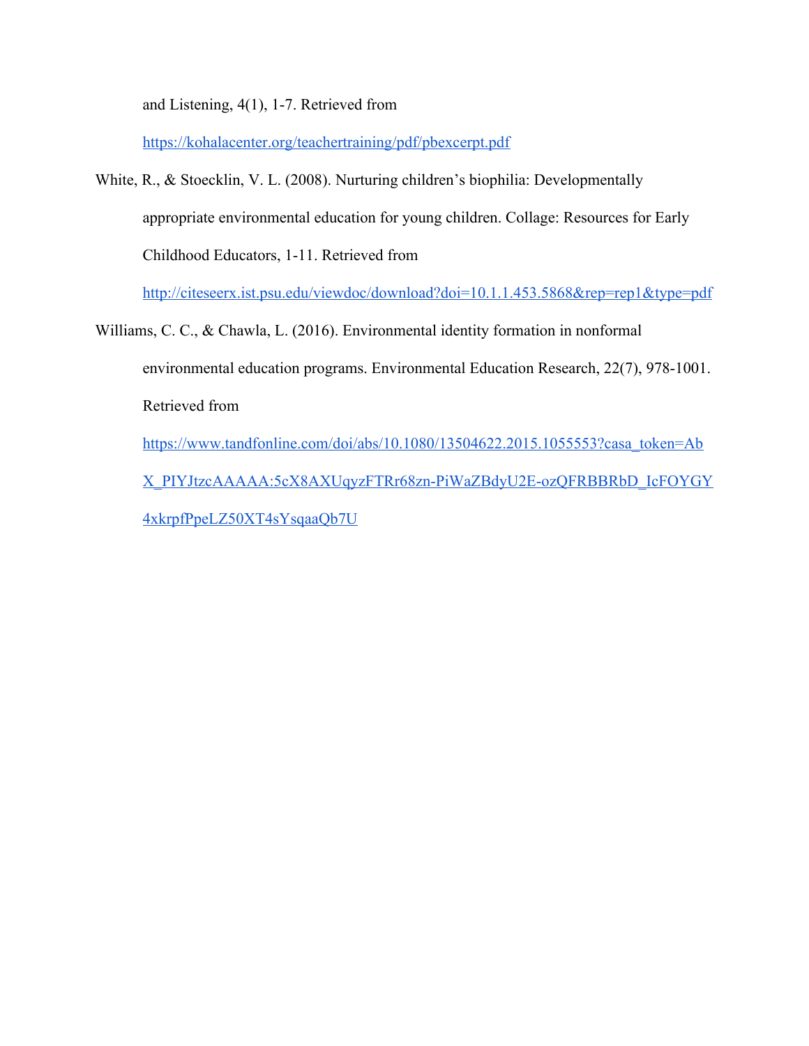and Listening, 4(1), 1-7. Retrieved from https://kohalacenter.org/teachertraining/pdf/pbexcerpt.pdf

White, R., & Stoecklin, V. L. (2008). Nurturing children's biophilia: Developmentally appropriate environmental education for young children. Collage: Resources for Early Childhood Educators, 1-11. Retrieved from http://citeseerx.ist.psu.edu/viewdoc/download?doi=10.1.1.453.5868&rep=rep1&type=pdf

Williams, C. C., & Chawla, L. (2016). Environmental identity formation in nonformal environmental education programs. Environmental Education Research, 22(7), 978-1001. Retrieved from https://www.tandfonline.com/doi/abs/10.1080/13504622.2015.1055553?casa_token=AbX_PIYJtzcAAAAA:5cX8AXUqyzFTRr68zn-PiWaZBdyU2E-ozQFRBBRbD_IcFOYGY4xkrpfPpeLZ50XT4sYsqaaQb7U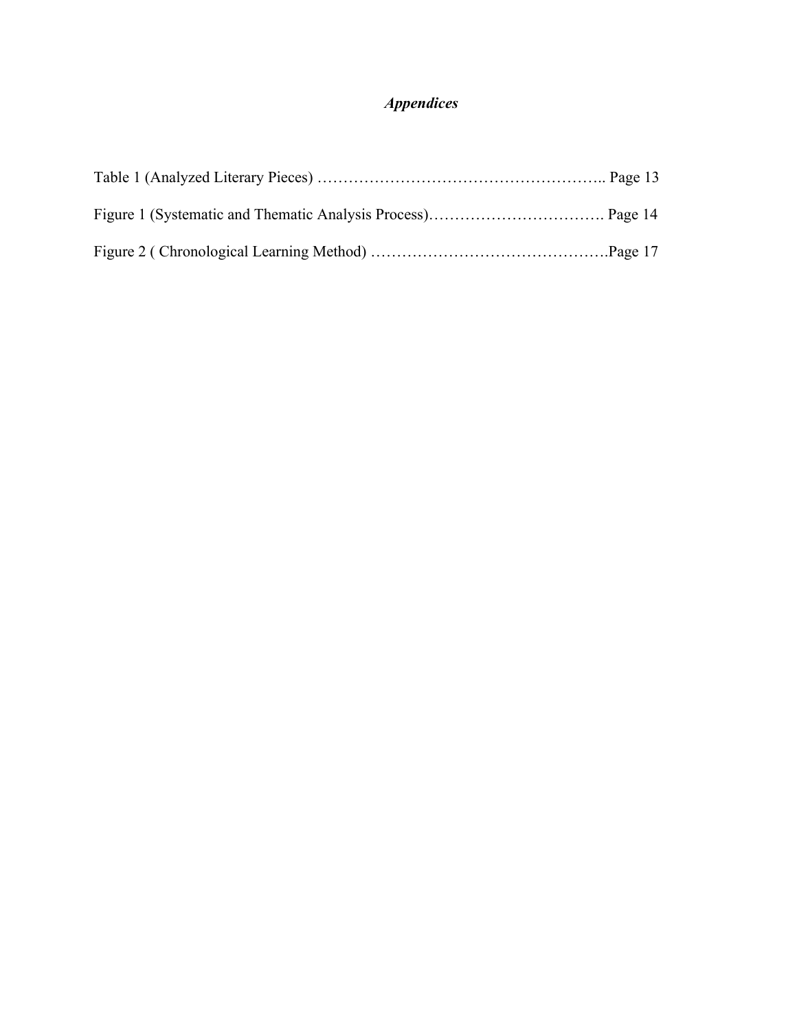# *Appendices*

Table 1 (Analyzed Literary Pieces) ……………………………………………….. Page 13

Figure 1 (Systematic and Thematic Analysis Process)……………………………. Page 14

Figure 2 ( Chronological Learning Method) ……………………………………….Page 17